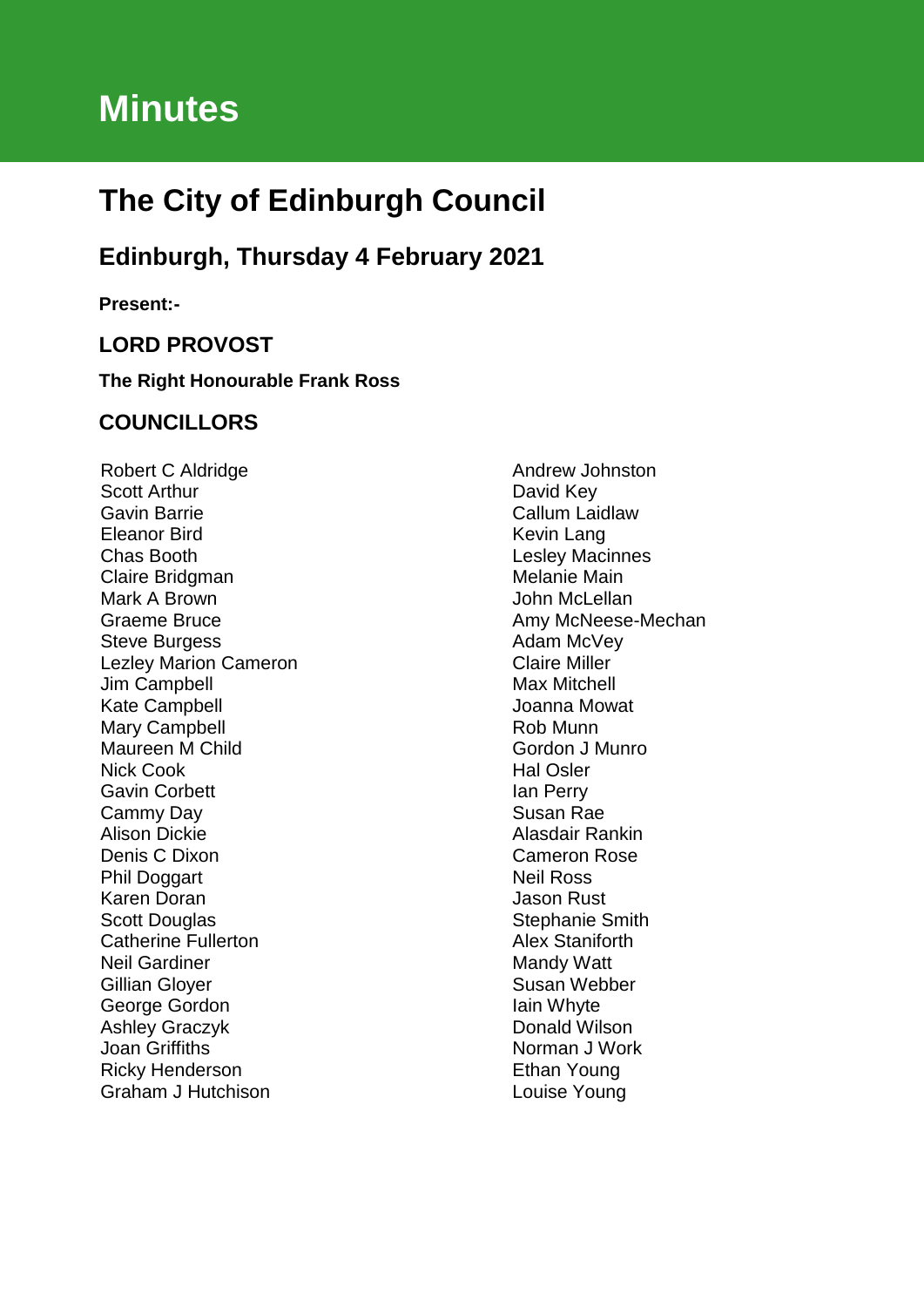# Minutes

## The City of Edinburgh Council

### Edinburgh, Thursday 4 February 2021

**Present:-**

### LORD PROVOST

**The Right Honourable Frank Ross**

### COUNCILLORS

Robert C Aldridge
Scott Arthur
Gavin Barrie
Eleanor Bird
Chas Booth
Claire Bridgman
Mark A Brown
Graeme Bruce
Steve Burgess
Lezley Marion Cameron
Jim Campbell
Kate Campbell
Mary Campbell
Maureen M Child
Nick Cook
Gavin Corbett
Cammy Day
Alison Dickie
Denis C Dixon
Phil Doggart
Karen Doran
Scott Douglas
Catherine Fullerton
Neil Gardiner
Gillian Gloyer
George Gordon
Ashley Graczyk
Joan Griffiths
Ricky Henderson
Graham J Hutchison
Andrew Johnston
David Key
Callum Laidlaw
Kevin Lang
Lesley Macinnes
Melanie Main
John McLellan
Amy McNeese-Mechan
Adam McVey
Claire Miller
Max Mitchell
Joanna Mowat
Rob Munn
Gordon J Munro
Hal Osler
Ian Perry
Susan Rae
Alasdair Rankin
Cameron Rose
Neil Ross
Jason Rust
Stephanie Smith
Alex Staniforth
Mandy Watt
Susan Webber
Iain Whyte
Donald Wilson
Norman J Work
Ethan Young
Louise Young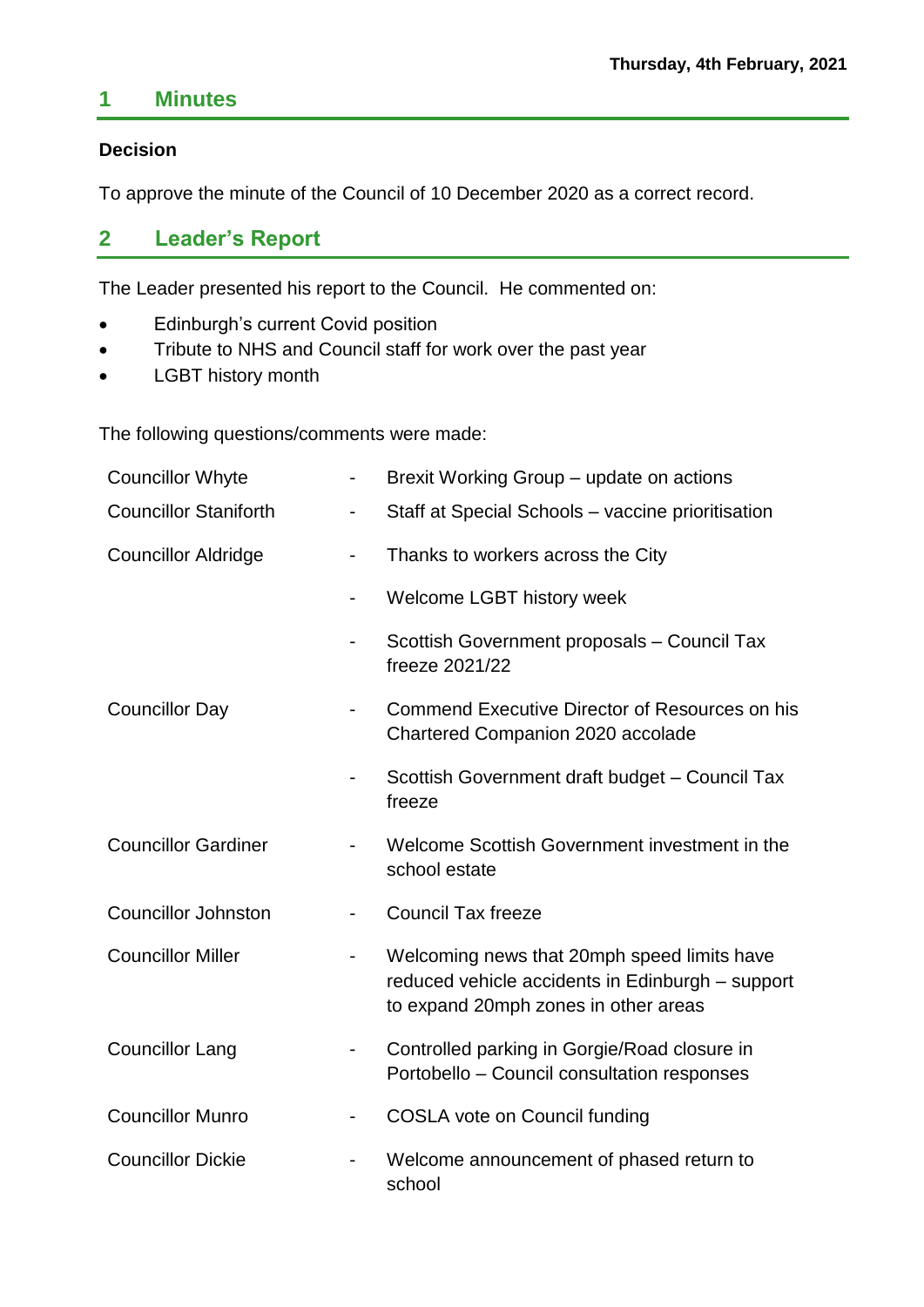Thursday, 4th February, 2021

## 1 Minutes

**Decision**

To approve the minute of the Council of 10 December 2020 as a correct record.

## 2 Leader's Report

The Leader presented his report to the Council. He commented on:

- Edinburgh's current Covid position
- Tribute to NHS and Council staff for work over the past year
- LGBT history month

The following questions/comments were made:

| | | |
|---|---|---|
| Councillor Whyte | - | Brexit Working Group – update on actions |
| Councillor Staniforth | - | Staff at Special Schools – vaccine prioritisation |
| Councillor Aldridge | - | Thanks to workers across the City |
| | - | Welcome LGBT history week |
| | - | Scottish Government proposals – Council Tax freeze 2021/22 |
| Councillor Day | - | Commend Executive Director of Resources on his Chartered Companion 2020 accolade |
| | - | Scottish Government draft budget – Council Tax freeze |
| Councillor Gardiner | - | Welcome Scottish Government investment in the school estate |
| Councillor Johnston | - | Council Tax freeze |
| Councillor Miller | - | Welcoming news that 20mph speed limits have reduced vehicle accidents in Edinburgh – support to expand 20mph zones in other areas |
| Councillor Lang | - | Controlled parking in Gorgie/Road closure in Portobello – Council consultation responses |
| Councillor Munro | - | COSLA vote on Council funding |
| Councillor Dickie | - | Welcome announcement of phased return to school |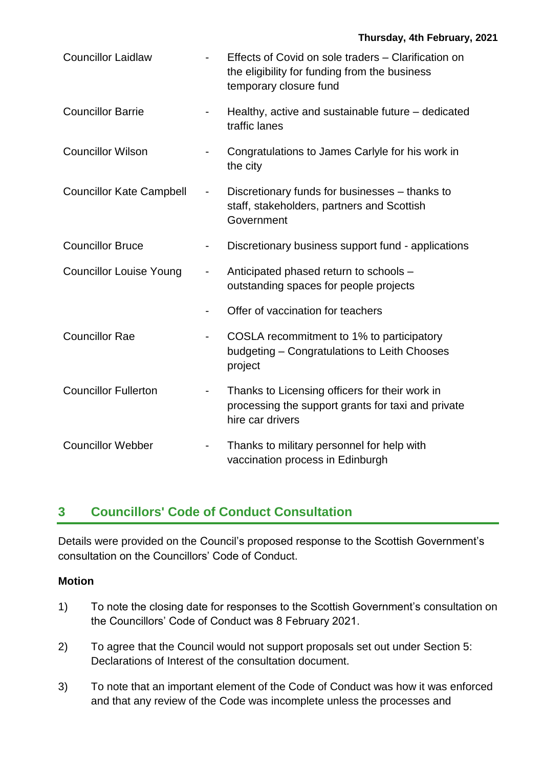| | | |
|---|---|---|
| Councillor Laidlaw | - | Effects of Covid on sole traders – Clarification on the eligibility for funding from the business temporary closure fund |
| Councillor Barrie | - | Healthy, active and sustainable future – dedicated traffic lanes |
| Councillor Wilson | - | Congratulations to James Carlyle for his work in the city |
| Councillor Kate Campbell | - | Discretionary funds for businesses – thanks to staff, stakeholders, partners and Scottish Government |
| Councillor Bruce | - | Discretionary business support fund - applications |
| Councillor Louise Young | - | Anticipated phased return to schools – outstanding spaces for people projects |
| | - | Offer of vaccination for teachers |
| Councillor Rae | - | COSLA recommitment to 1% to participatory budgeting – Congratulations to Leith Chooses project |
| Councillor Fullerton | - | Thanks to Licensing officers for their work in processing the support grants for taxi and private hire car drivers |
| Councillor Webber | - | Thanks to military personnel for help with vaccination process in Edinburgh |

## 3 Councillors' Code of Conduct Consultation

Details were provided on the Council's proposed response to the Scottish Government's consultation on the Councillors' Code of Conduct.

**Motion**

1) To note the closing date for responses to the Scottish Government's consultation on the Councillors' Code of Conduct was 8 February 2021.

2) To agree that the Council would not support proposals set out under Section 5: Declarations of Interest of the consultation document.

3) To note that an important element of the Code of Conduct was how it was enforced and that any review of the Code was incomplete unless the processes and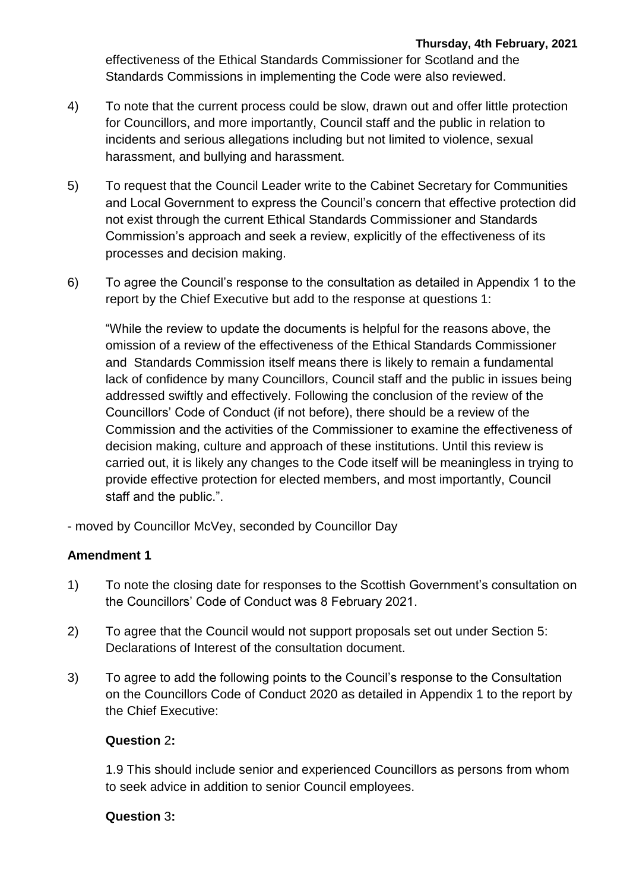effectiveness of the Ethical Standards Commissioner for Scotland and the Standards Commissions in implementing the Code were also reviewed.

4) To note that the current process could be slow, drawn out and offer little protection for Councillors, and more importantly, Council staff and the public in relation to incidents and serious allegations including but not limited to violence, sexual harassment, and bullying and harassment.

5) To request that the Council Leader write to the Cabinet Secretary for Communities and Local Government to express the Council's concern that effective protection did not exist through the current Ethical Standards Commissioner and Standards Commission's approach and seek a review, explicitly of the effectiveness of its processes and decision making.

6) To agree the Council's response to the consultation as detailed in Appendix 1 to the report by the Chief Executive but add to the response at questions 1:

   "While the review to update the documents is helpful for the reasons above, the omission of a review of the effectiveness of the Ethical Standards Commissioner and Standards Commission itself means there is likely to remain a fundamental lack of confidence by many Councillors, Council staff and the public in issues being addressed swiftly and effectively. Following the conclusion of the review of the Councillors' Code of Conduct (if not before), there should be a review of the Commission and the activities of the Commissioner to examine the effectiveness of decision making, culture and approach of these institutions. Until this review is carried out, it is likely any changes to the Code itself will be meaningless in trying to provide effective protection for elected members, and most importantly, Council staff and the public.".

- moved by Councillor McVey, seconded by Councillor Day

**Amendment 1**

1) To note the closing date for responses to the Scottish Government's consultation on the Councillors' Code of Conduct was 8 February 2021.

2) To agree that the Council would not support proposals set out under Section 5: Declarations of Interest of the consultation document.

3) To agree to add the following points to the Council's response to the Consultation on the Councillors Code of Conduct 2020 as detailed in Appendix 1 to the report by the Chief Executive:

   **Question 2:**

   1.9 This should include senior and experienced Councillors as persons from whom to seek advice in addition to senior Council employees.

   **Question 3:**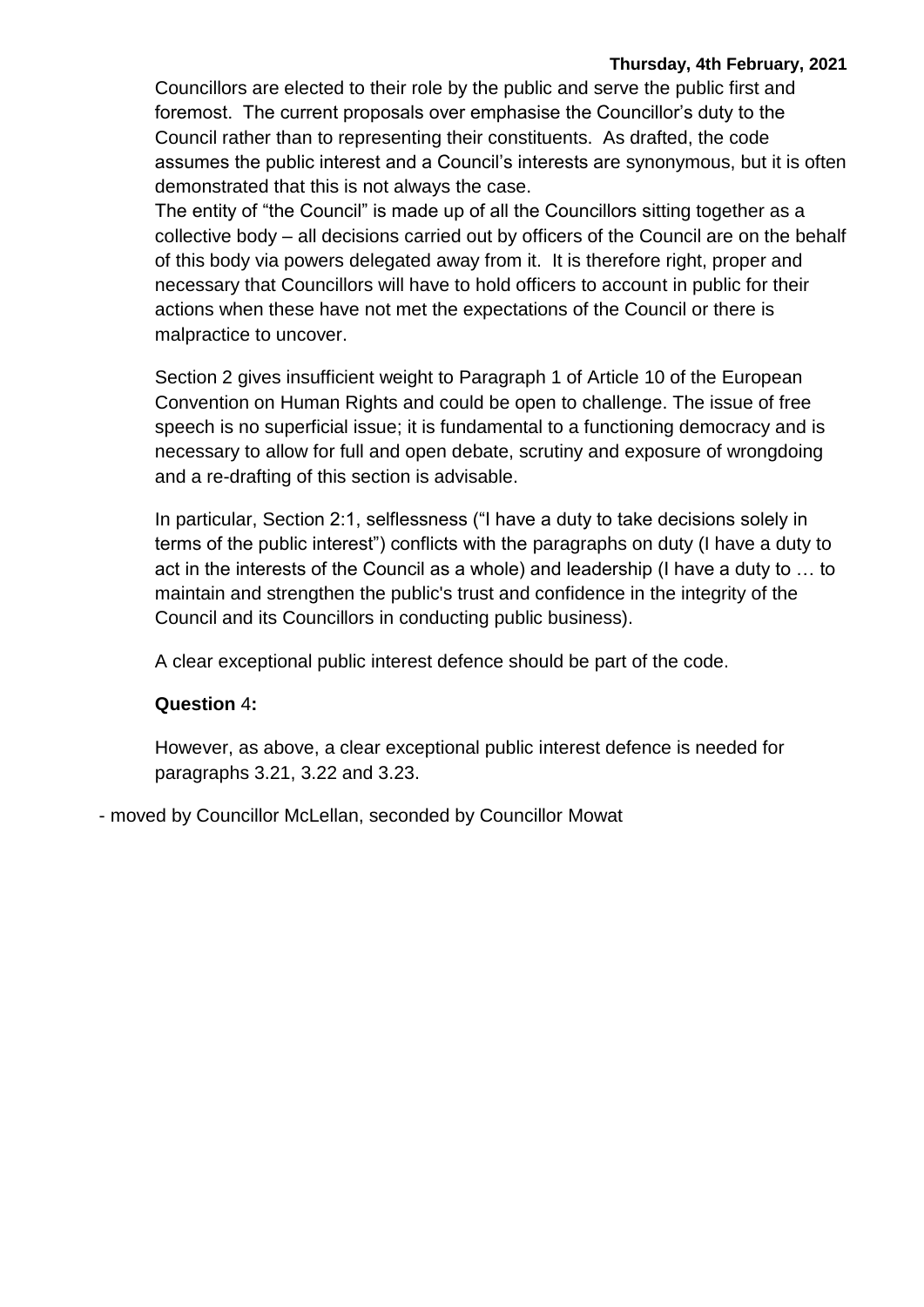Councillors are elected to their role by the public and serve the public first and foremost. The current proposals over emphasise the Councillor's duty to the Council rather than to representing their constituents. As drafted, the code assumes the public interest and a Council's interests are synonymous, but it is often demonstrated that this is not always the case.

The entity of "the Council" is made up of all the Councillors sitting together as a collective body – all decisions carried out by officers of the Council are on the behalf of this body via powers delegated away from it. It is therefore right, proper and necessary that Councillors will have to hold officers to account in public for their actions when these have not met the expectations of the Council or there is malpractice to uncover.

Section 2 gives insufficient weight to Paragraph 1 of Article 10 of the European Convention on Human Rights and could be open to challenge. The issue of free speech is no superficial issue; it is fundamental to a functioning democracy and is necessary to allow for full and open debate, scrutiny and exposure of wrongdoing and a re-drafting of this section is advisable.

In particular, Section 2:1, selflessness ("I have a duty to take decisions solely in terms of the public interest") conflicts with the paragraphs on duty (I have a duty to act in the interests of the Council as a whole) and leadership (I have a duty to … to maintain and strengthen the public's trust and confidence in the integrity of the Council and its Councillors in conducting public business).

A clear exceptional public interest defence should be part of the code.

**Question 4:**

However, as above, a clear exceptional public interest defence is needed for paragraphs 3.21, 3.22 and 3.23.

- moved by Councillor McLellan, seconded by Councillor Mowat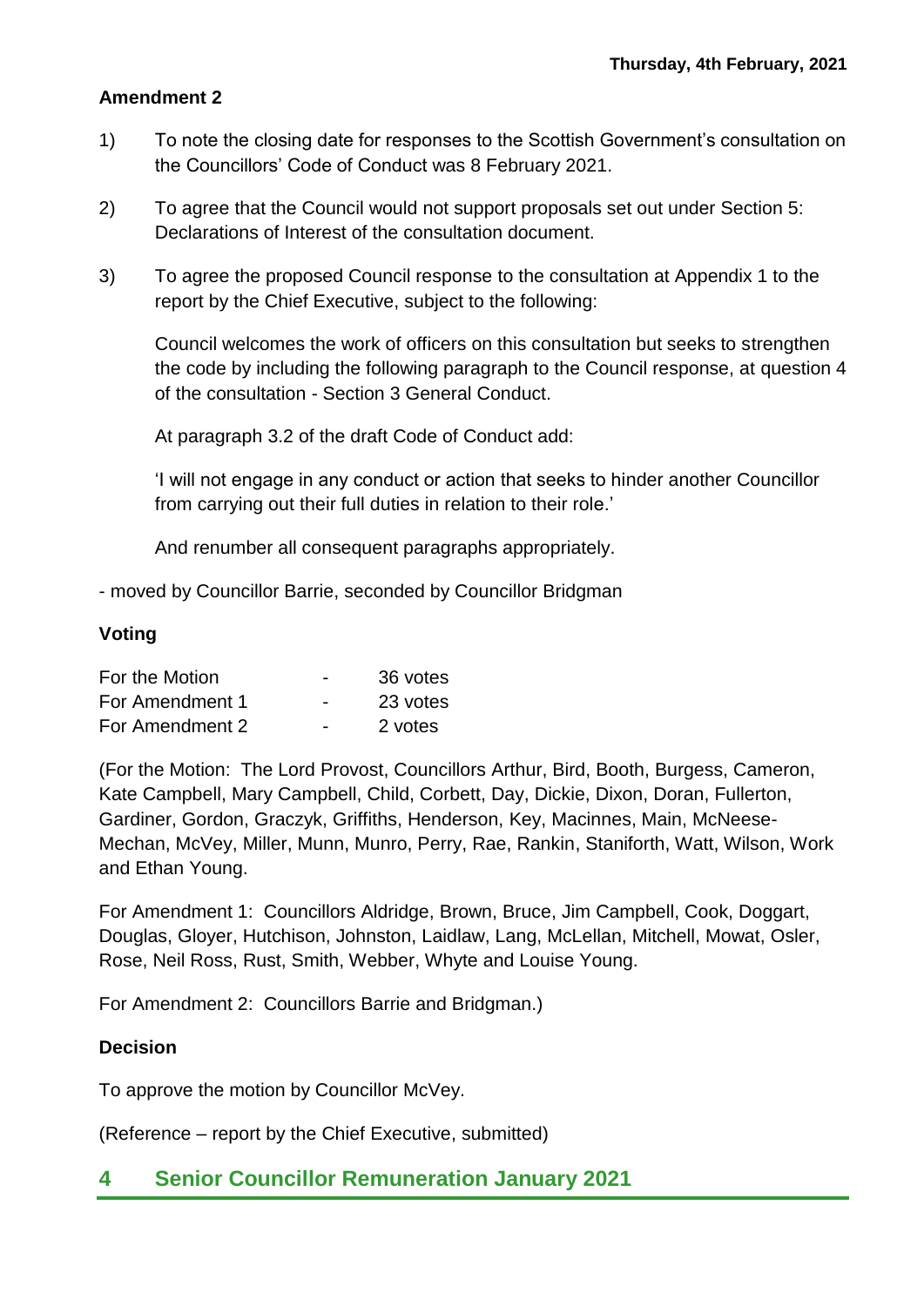**Amendment 2**

1) To note the closing date for responses to the Scottish Government's consultation on the Councillors' Code of Conduct was 8 February 2021.

2) To agree that the Council would not support proposals set out under Section 5: Declarations of Interest of the consultation document.

3) To agree the proposed Council response to the consultation at Appendix 1 to the report by the Chief Executive, subject to the following:

   Council welcomes the work of officers on this consultation but seeks to strengthen the code by including the following paragraph to the Council response, at question 4 of the consultation - Section 3 General Conduct.

   At paragraph 3.2 of the draft Code of Conduct add:

   'I will not engage in any conduct or action that seeks to hinder another Councillor from carrying out their full duties in relation to their role.'

   And renumber all consequent paragraphs appropriately.

- moved by Councillor Barrie, seconded by Councillor Bridgman

**Voting**

| | | |
|---|---|---|
| For the Motion | - | 36 votes |
| For Amendment 1 | - | 23 votes |
| For Amendment 2 | - | 2 votes |

(For the Motion: The Lord Provost, Councillors Arthur, Bird, Booth, Burgess, Cameron, Kate Campbell, Mary Campbell, Child, Corbett, Day, Dickie, Dixon, Doran, Fullerton, Gardiner, Gordon, Graczyk, Griffiths, Henderson, Key, Macinnes, Main, McNeese-Mechan, McVey, Miller, Munn, Munro, Perry, Rae, Rankin, Staniforth, Watt, Wilson, Work and Ethan Young.

For Amendment 1: Councillors Aldridge, Brown, Bruce, Jim Campbell, Cook, Doggart, Douglas, Gloyer, Hutchison, Johnston, Laidlaw, Lang, McLellan, Mitchell, Mowat, Osler, Rose, Neil Ross, Rust, Smith, Webber, Whyte and Louise Young.

For Amendment 2: Councillors Barrie and Bridgman.)

**Decision**

To approve the motion by Councillor McVey.

(Reference – report by the Chief Executive, submitted)

## 4 Senior Councillor Remuneration January 2021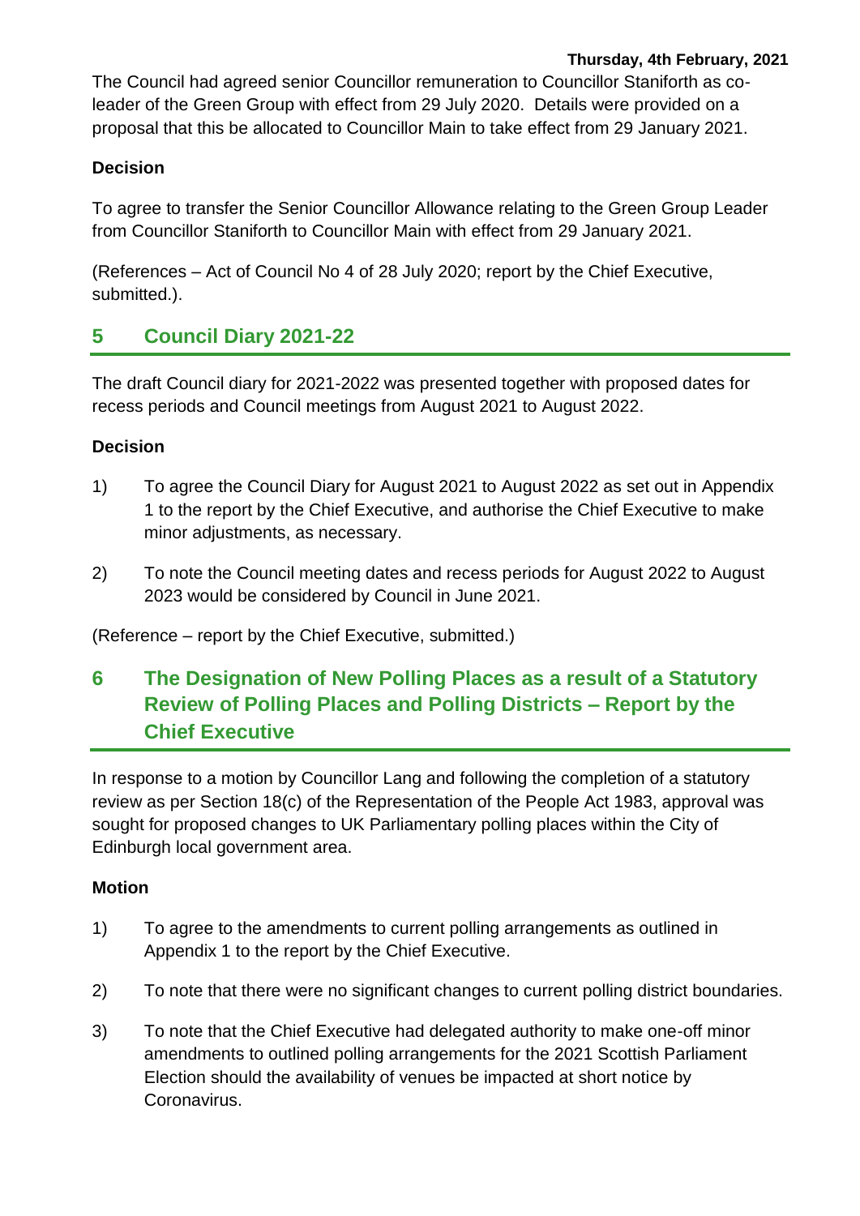The Council had agreed senior Councillor remuneration to Councillor Staniforth as co-leader of the Green Group with effect from 29 July 2020. Details were provided on a proposal that this be allocated to Councillor Main to take effect from 29 January 2021.

**Decision**

To agree to transfer the Senior Councillor Allowance relating to the Green Group Leader from Councillor Staniforth to Councillor Main with effect from 29 January 2021.

(References – Act of Council No 4 of 28 July 2020; report by the Chief Executive, submitted.).

## 5 Council Diary 2021-22

The draft Council diary for 2021-2022 was presented together with proposed dates for recess periods and Council meetings from August 2021 to August 2022.

**Decision**

1) To agree the Council Diary for August 2021 to August 2022 as set out in Appendix 1 to the report by the Chief Executive, and authorise the Chief Executive to make minor adjustments, as necessary.

2) To note the Council meeting dates and recess periods for August 2022 to August 2023 would be considered by Council in June 2021.

(Reference – report by the Chief Executive, submitted.)

## 6 The Designation of New Polling Places as a result of a Statutory Review of Polling Places and Polling Districts – Report by the Chief Executive

In response to a motion by Councillor Lang and following the completion of a statutory review as per Section 18(c) of the Representation of the People Act 1983, approval was sought for proposed changes to UK Parliamentary polling places within the City of Edinburgh local government area.

**Motion**

1) To agree to the amendments to current polling arrangements as outlined in Appendix 1 to the report by the Chief Executive.

2) To note that there were no significant changes to current polling district boundaries.

3) To note that the Chief Executive had delegated authority to make one-off minor amendments to outlined polling arrangements for the 2021 Scottish Parliament Election should the availability of venues be impacted at short notice by Coronavirus.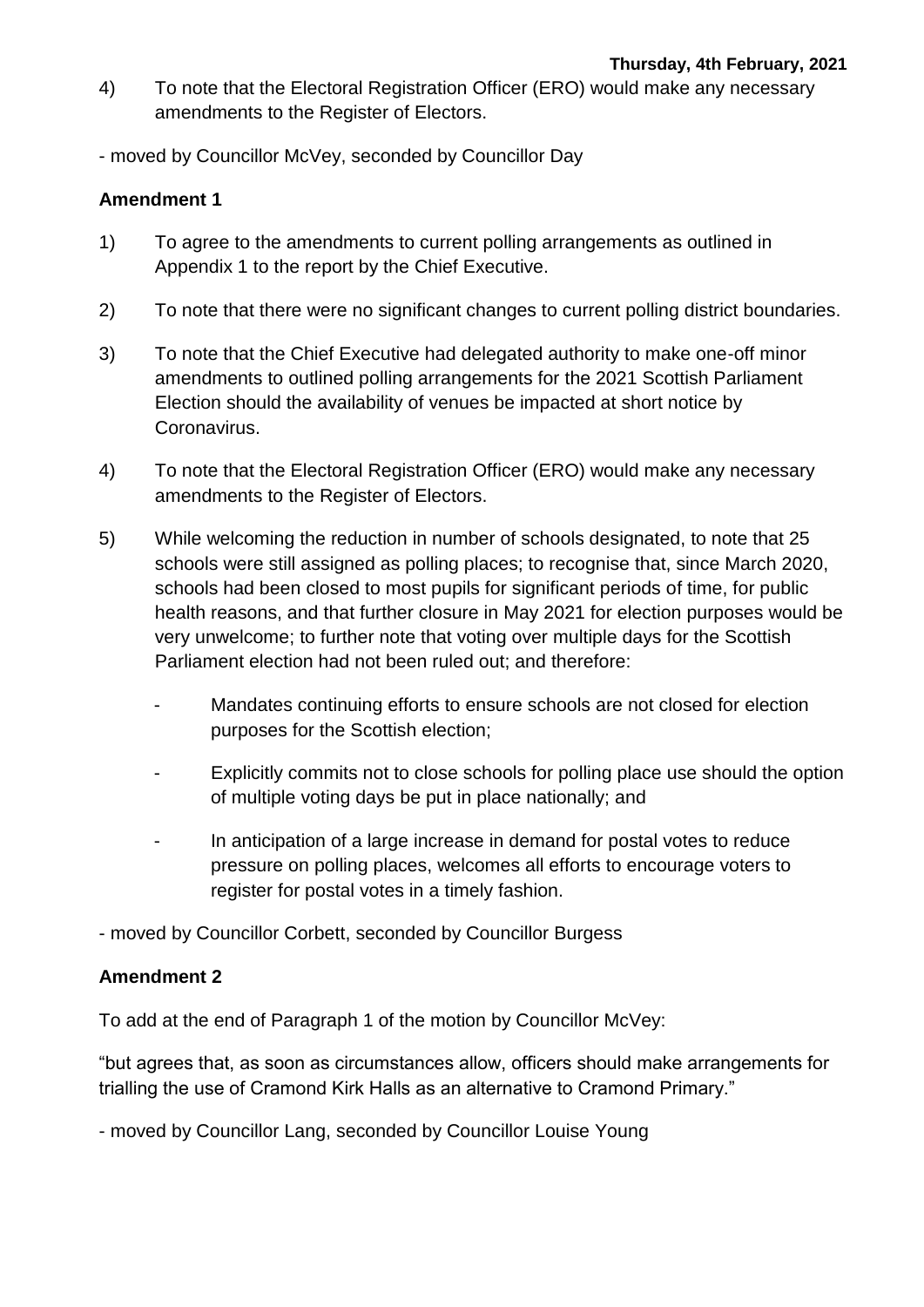4) To note that the Electoral Registration Officer (ERO) would make any necessary amendments to the Register of Electors.

- moved by Councillor McVey, seconded by Councillor Day

**Amendment 1**

1) To agree to the amendments to current polling arrangements as outlined in Appendix 1 to the report by the Chief Executive.

2) To note that there were no significant changes to current polling district boundaries.

3) To note that the Chief Executive had delegated authority to make one-off minor amendments to outlined polling arrangements for the 2021 Scottish Parliament Election should the availability of venues be impacted at short notice by Coronavirus.

4) To note that the Electoral Registration Officer (ERO) would make any necessary amendments to the Register of Electors.

5) While welcoming the reduction in number of schools designated, to note that 25 schools were still assigned as polling places; to recognise that, since March 2020, schools had been closed to most pupils for significant periods of time, for public health reasons, and that further closure in May 2021 for election purposes would be very unwelcome; to further note that voting over multiple days for the Scottish Parliament election had not been ruled out; and therefore:

   - Mandates continuing efforts to ensure schools are not closed for election purposes for the Scottish election;

   - Explicitly commits not to close schools for polling place use should the option of multiple voting days be put in place nationally; and

   - In anticipation of a large increase in demand for postal votes to reduce pressure on polling places, welcomes all efforts to encourage voters to register for postal votes in a timely fashion.

- moved by Councillor Corbett, seconded by Councillor Burgess

**Amendment 2**

To add at the end of Paragraph 1 of the motion by Councillor McVey:

"but agrees that, as soon as circumstances allow, officers should make arrangements for trialling the use of Cramond Kirk Halls as an alternative to Cramond Primary."

- moved by Councillor Lang, seconded by Councillor Louise Young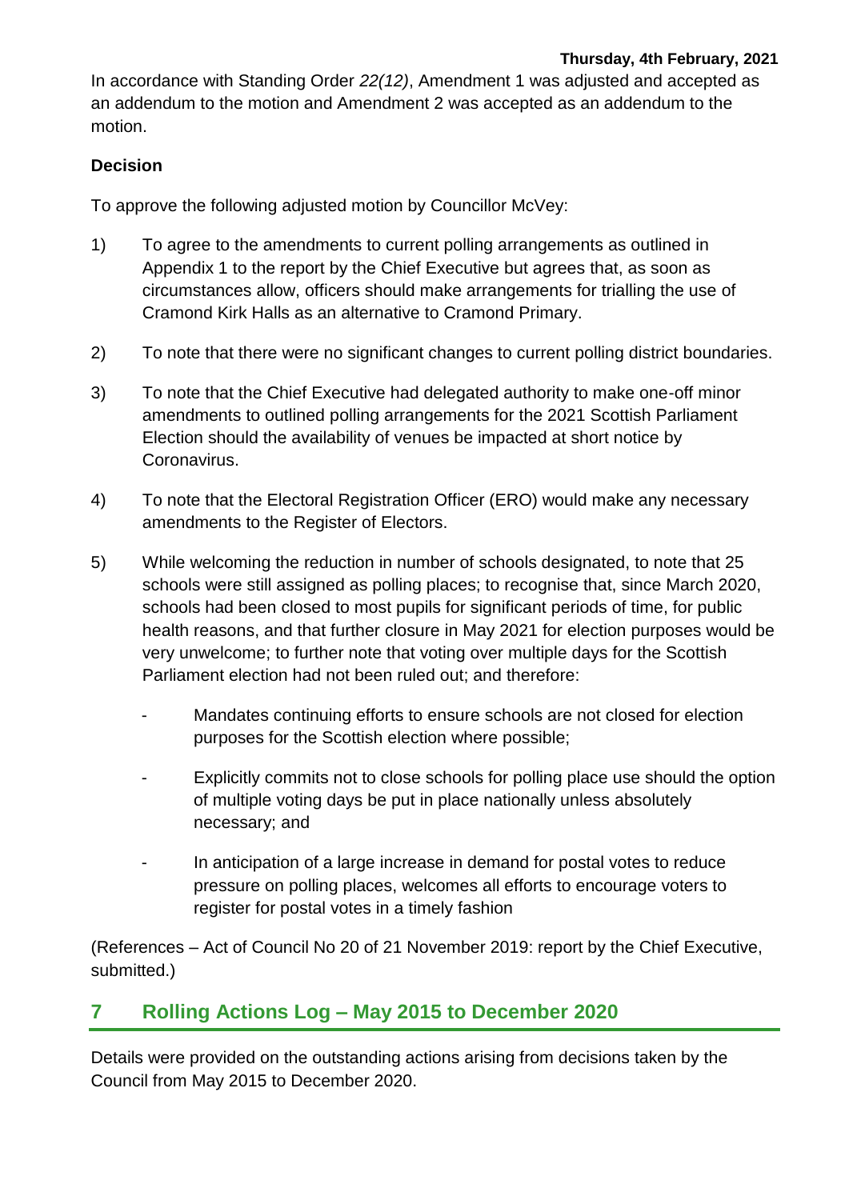In accordance with Standing Order *22(12)*, Amendment 1 was adjusted and accepted as an addendum to the motion and Amendment 2 was accepted as an addendum to the motion.

**Decision**

To approve the following adjusted motion by Councillor McVey:

1) To agree to the amendments to current polling arrangements as outlined in Appendix 1 to the report by the Chief Executive but agrees that, as soon as circumstances allow, officers should make arrangements for trialling the use of Cramond Kirk Halls as an alternative to Cramond Primary.

2) To note that there were no significant changes to current polling district boundaries.

3) To note that the Chief Executive had delegated authority to make one-off minor amendments to outlined polling arrangements for the 2021 Scottish Parliament Election should the availability of venues be impacted at short notice by Coronavirus.

4) To note that the Electoral Registration Officer (ERO) would make any necessary amendments to the Register of Electors.

5) While welcoming the reduction in number of schools designated, to note that 25 schools were still assigned as polling places; to recognise that, since March 2020, schools had been closed to most pupils for significant periods of time, for public health reasons, and that further closure in May 2021 for election purposes would be very unwelcome; to further note that voting over multiple days for the Scottish Parliament election had not been ruled out; and therefore:

    - Mandates continuing efforts to ensure schools are not closed for election purposes for the Scottish election where possible;

    - Explicitly commits not to close schools for polling place use should the option of multiple voting days be put in place nationally unless absolutely necessary; and

    - In anticipation of a large increase in demand for postal votes to reduce pressure on polling places, welcomes all efforts to encourage voters to register for postal votes in a timely fashion

(References – Act of Council No 20 of 21 November 2019: report by the Chief Executive, submitted.)

## 7 Rolling Actions Log – May 2015 to December 2020

Details were provided on the outstanding actions arising from decisions taken by the Council from May 2015 to December 2020.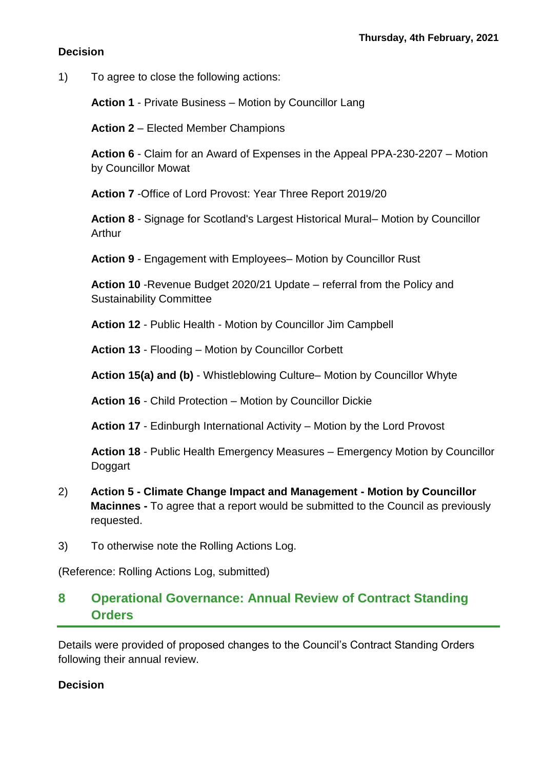**Decision**

1) To agree to close the following actions:

   **Action 1** - Private Business – Motion by Councillor Lang

   **Action 2** – Elected Member Champions

   **Action 6** - Claim for an Award of Expenses in the Appeal PPA-230-2207 – Motion by Councillor Mowat

   **Action 7** -Office of Lord Provost: Year Three Report 2019/20

   **Action 8** - Signage for Scotland's Largest Historical Mural– Motion by Councillor Arthur

   **Action 9** - Engagement with Employees– Motion by Councillor Rust

   **Action 10** -Revenue Budget 2020/21 Update – referral from the Policy and Sustainability Committee

   **Action 12** - Public Health - Motion by Councillor Jim Campbell

   **Action 13** - Flooding – Motion by Councillor Corbett

   **Action 15(a) and (b)** - Whistleblowing Culture– Motion by Councillor Whyte

   **Action 16** - Child Protection – Motion by Councillor Dickie

   **Action 17** - Edinburgh International Activity – Motion by the Lord Provost

   **Action 18** - Public Health Emergency Measures – Emergency Motion by Councillor Doggart

2) **Action 5 - Climate Change Impact and Management - Motion by Councillor Macinnes -** To agree that a report would be submitted to the Council as previously requested.

3) To otherwise note the Rolling Actions Log.

(Reference: Rolling Actions Log, submitted)

## 8 Operational Governance: Annual Review of Contract Standing Orders

Details were provided of proposed changes to the Council's Contract Standing Orders following their annual review.

**Decision**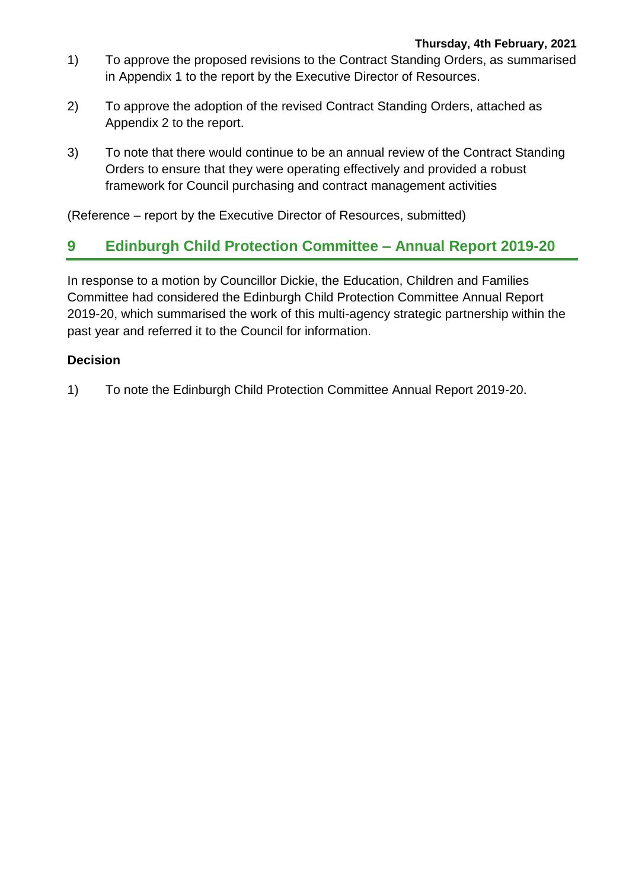1) To approve the proposed revisions to the Contract Standing Orders, as summarised in Appendix 1 to the report by the Executive Director of Resources.

2) To approve the adoption of the revised Contract Standing Orders, attached as Appendix 2 to the report.

3) To note that there would continue to be an annual review of the Contract Standing Orders to ensure that they were operating effectively and provided a robust framework for Council purchasing and contract management activities

(Reference – report by the Executive Director of Resources, submitted)

## 9 Edinburgh Child Protection Committee – Annual Report 2019-20

In response to a motion by Councillor Dickie, the Education, Children and Families Committee had considered the Edinburgh Child Protection Committee Annual Report 2019-20, which summarised the work of this multi-agency strategic partnership within the past year and referred it to the Council for information.

**Decision**

1) To note the Edinburgh Child Protection Committee Annual Report 2019-20.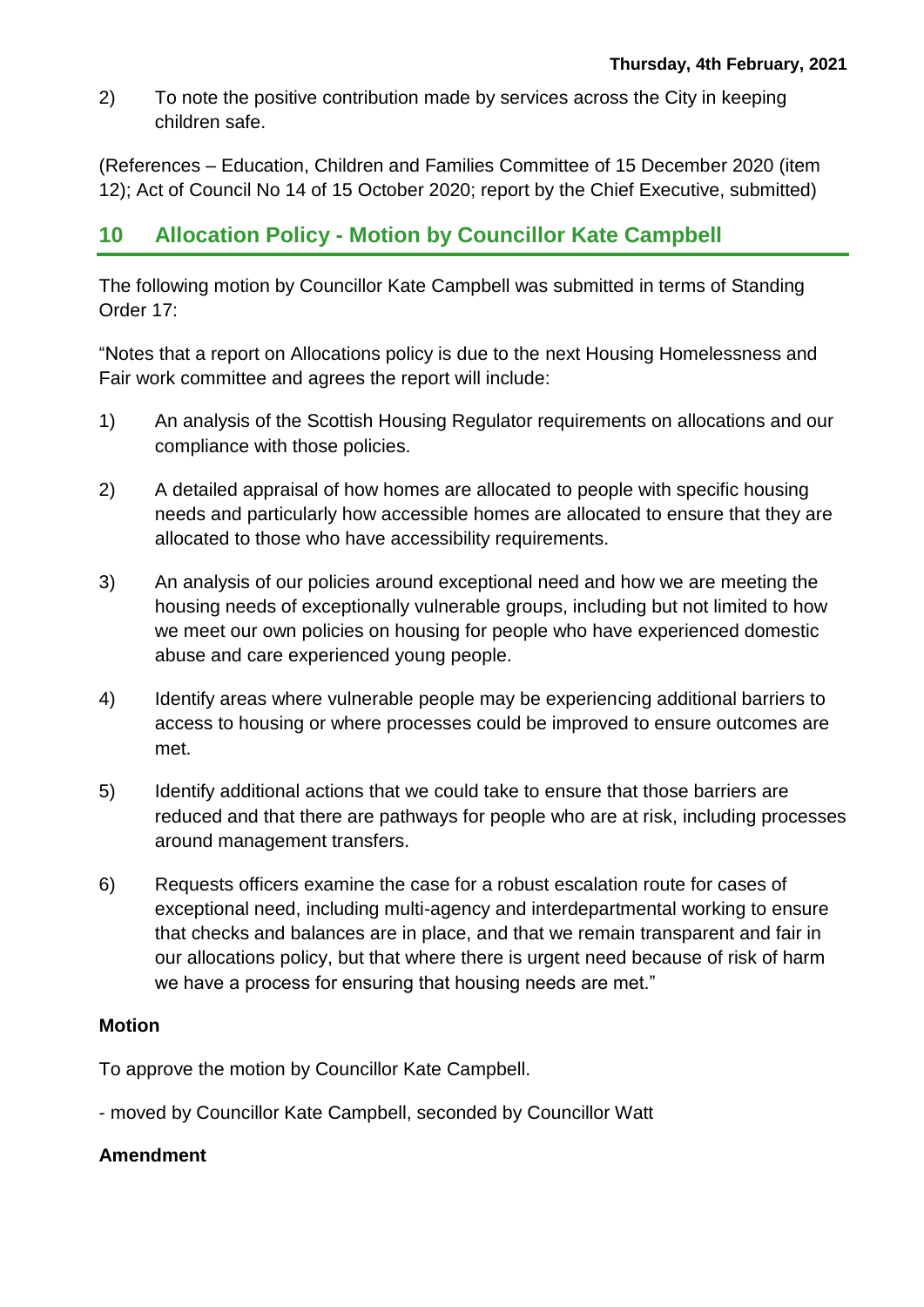2) To note the positive contribution made by services across the City in keeping children safe.

(References – Education, Children and Families Committee of 15 December 2020 (item 12); Act of Council No 14 of 15 October 2020; report by the Chief Executive, submitted)

## 10 Allocation Policy - Motion by Councillor Kate Campbell

The following motion by Councillor Kate Campbell was submitted in terms of Standing Order 17:

"Notes that a report on Allocations policy is due to the next Housing Homelessness and Fair work committee and agrees the report will include:

1) An analysis of the Scottish Housing Regulator requirements on allocations and our compliance with those policies.

2) A detailed appraisal of how homes are allocated to people with specific housing needs and particularly how accessible homes are allocated to ensure that they are allocated to those who have accessibility requirements.

3) An analysis of our policies around exceptional need and how we are meeting the housing needs of exceptionally vulnerable groups, including but not limited to how we meet our own policies on housing for people who have experienced domestic abuse and care experienced young people.

4) Identify areas where vulnerable people may be experiencing additional barriers to access to housing or where processes could be improved to ensure outcomes are met.

5) Identify additional actions that we could take to ensure that those barriers are reduced and that there are pathways for people who are at risk, including processes around management transfers.

6) Requests officers examine the case for a robust escalation route for cases of exceptional need, including multi-agency and interdepartmental working to ensure that checks and balances are in place, and that we remain transparent and fair in our allocations policy, but that where there is urgent need because of risk of harm we have a process for ensuring that housing needs are met."

**Motion**

To approve the motion by Councillor Kate Campbell.

- moved by Councillor Kate Campbell, seconded by Councillor Watt

**Amendment**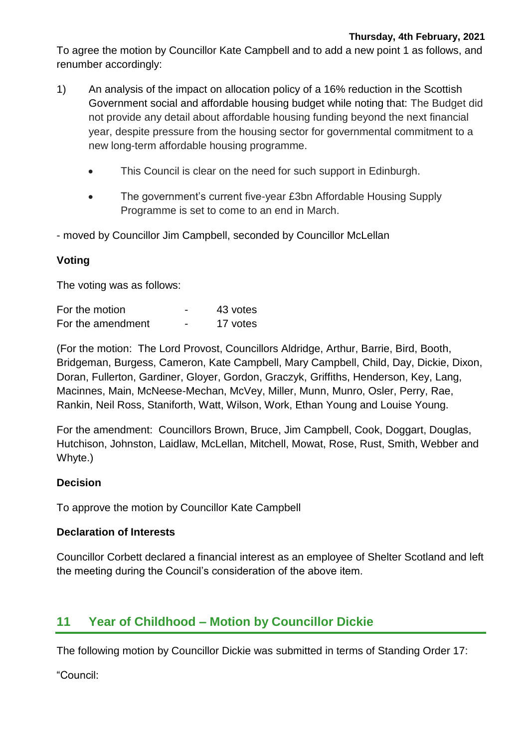To agree the motion by Councillor Kate Campbell and to add a new point 1 as follows, and renumber accordingly:

1) An analysis of the impact on allocation policy of a 16% reduction in the Scottish Government social and affordable housing budget while noting that: The Budget did not provide any detail about affordable housing funding beyond the next financial year, despite pressure from the housing sector for governmental commitment to a new long-term affordable housing programme.

   - This Council is clear on the need for such support in Edinburgh.
   - The government's current five-year £3bn Affordable Housing Supply Programme is set to come to an end in March.

- moved by Councillor Jim Campbell, seconded by Councillor McLellan

**Voting**

The voting was as follows:

| | | |
|---|---|---|
| For the motion | - | 43 votes |
| For the amendment | - | 17 votes |

(For the motion: The Lord Provost, Councillors Aldridge, Arthur, Barrie, Bird, Booth, Bridgeman, Burgess, Cameron, Kate Campbell, Mary Campbell, Child, Day, Dickie, Dixon, Doran, Fullerton, Gardiner, Gloyer, Gordon, Graczyk, Griffiths, Henderson, Key, Lang, Macinnes, Main, McNeese-Mechan, McVey, Miller, Munn, Munro, Osler, Perry, Rae, Rankin, Neil Ross, Staniforth, Watt, Wilson, Work, Ethan Young and Louise Young.

For the amendment: Councillors Brown, Bruce, Jim Campbell, Cook, Doggart, Douglas, Hutchison, Johnston, Laidlaw, McLellan, Mitchell, Mowat, Rose, Rust, Smith, Webber and Whyte.)

**Decision**

To approve the motion by Councillor Kate Campbell

**Declaration of Interests**

Councillor Corbett declared a financial interest as an employee of Shelter Scotland and left the meeting during the Council's consideration of the above item.

## 11 Year of Childhood – Motion by Councillor Dickie

The following motion by Councillor Dickie was submitted in terms of Standing Order 17:

"Council: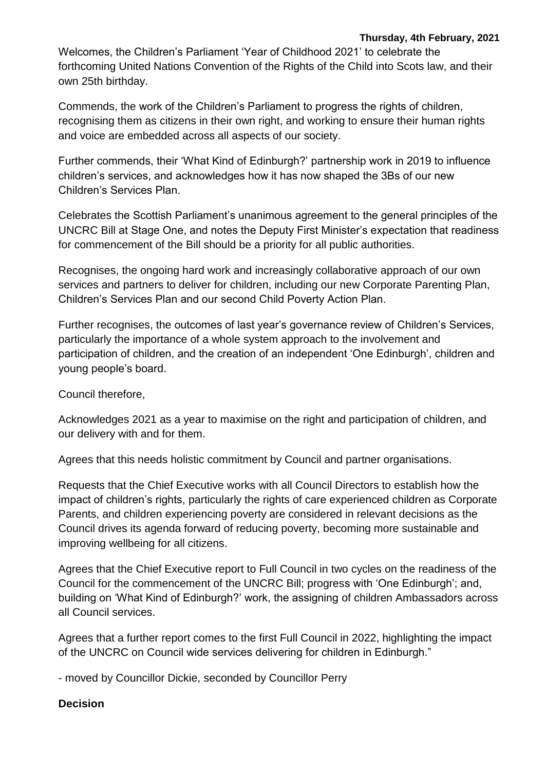Welcomes, the Children's Parliament 'Year of Childhood 2021' to celebrate the forthcoming United Nations Convention of the Rights of the Child into Scots law, and their own 25th birthday.

Commends, the work of the Children's Parliament to progress the rights of children, recognising them as citizens in their own right, and working to ensure their human rights and voice are embedded across all aspects of our society.

Further commends, their 'What Kind of Edinburgh?' partnership work in 2019 to influence children's services, and acknowledges how it has now shaped the 3Bs of our new Children's Services Plan.

Celebrates the Scottish Parliament's unanimous agreement to the general principles of the UNCRC Bill at Stage One, and notes the Deputy First Minister's expectation that readiness for commencement of the Bill should be a priority for all public authorities.

Recognises, the ongoing hard work and increasingly collaborative approach of our own services and partners to deliver for children, including our new Corporate Parenting Plan, Children's Services Plan and our second Child Poverty Action Plan.

Further recognises, the outcomes of last year's governance review of Children's Services, particularly the importance of a whole system approach to the involvement and participation of children, and the creation of an independent 'One Edinburgh', children and young people's board.

Council therefore,

Acknowledges 2021 as a year to maximise on the right and participation of children, and our delivery with and for them.

Agrees that this needs holistic commitment by Council and partner organisations.

Requests that the Chief Executive works with all Council Directors to establish how the impact of children's rights, particularly the rights of care experienced children as Corporate Parents, and children experiencing poverty are considered in relevant decisions as the Council drives its agenda forward of reducing poverty, becoming more sustainable and improving wellbeing for all citizens.

Agrees that the Chief Executive report to Full Council in two cycles on the readiness of the Council for the commencement of the UNCRC Bill; progress with 'One Edinburgh'; and, building on 'What Kind of Edinburgh?' work, the assigning of children Ambassadors across all Council services.

Agrees that a further report comes to the first Full Council in 2022, highlighting the impact of the UNCRC on Council wide services delivering for children in Edinburgh."

- moved by Councillor Dickie, seconded by Councillor Perry

**Decision**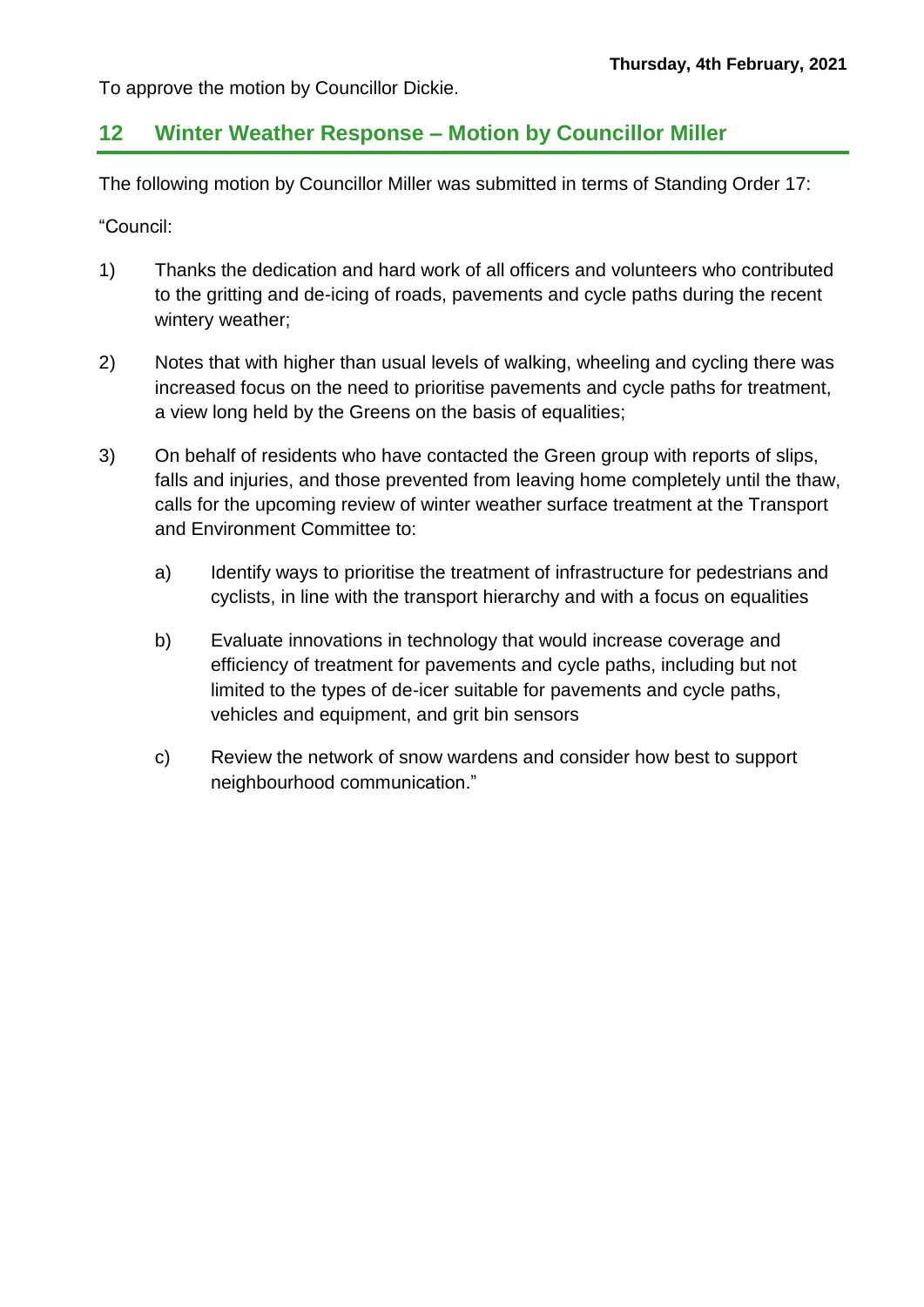To approve the motion by Councillor Dickie.

## 12 Winter Weather Response – Motion by Councillor Miller

The following motion by Councillor Miller was submitted in terms of Standing Order 17:

"Council:

1) Thanks the dedication and hard work of all officers and volunteers who contributed to the gritting and de-icing of roads, pavements and cycle paths during the recent wintery weather;

2) Notes that with higher than usual levels of walking, wheeling and cycling there was increased focus on the need to prioritise pavements and cycle paths for treatment, a view long held by the Greens on the basis of equalities;

3) On behalf of residents who have contacted the Green group with reports of slips, falls and injuries, and those prevented from leaving home completely until the thaw, calls for the upcoming review of winter weather surface treatment at the Transport and Environment Committee to:

   a) Identify ways to prioritise the treatment of infrastructure for pedestrians and cyclists, in line with the transport hierarchy and with a focus on equalities

   b) Evaluate innovations in technology that would increase coverage and efficiency of treatment for pavements and cycle paths, including but not limited to the types of de-icer suitable for pavements and cycle paths, vehicles and equipment, and grit bin sensors

   c) Review the network of snow wardens and consider how best to support neighbourhood communication."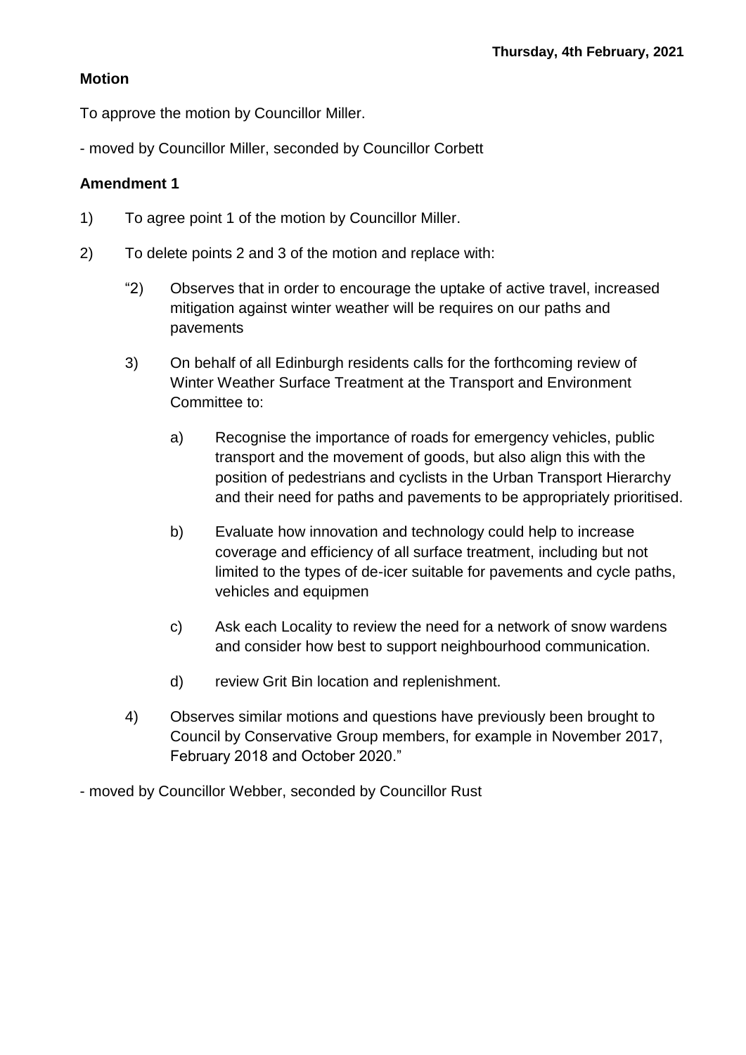**Thursday, 4th February, 2021**

**Motion**

To approve the motion by Councillor Miller.

- moved by Councillor Miller, seconded by Councillor Corbett

**Amendment 1**

1) To agree point 1 of the motion by Councillor Miller.

2) To delete points 2 and 3 of the motion and replace with:

   "2) Observes that in order to encourage the uptake of active travel, increased mitigation against winter weather will be requires on our paths and pavements

   3) On behalf of all Edinburgh residents calls for the forthcoming review of Winter Weather Surface Treatment at the Transport and Environment Committee to:

      a) Recognise the importance of roads for emergency vehicles, public transport and the movement of goods, but also align this with the position of pedestrians and cyclists in the Urban Transport Hierarchy and their need for paths and pavements to be appropriately prioritised.

      b) Evaluate how innovation and technology could help to increase coverage and efficiency of all surface treatment, including but not limited to the types of de-icer suitable for pavements and cycle paths, vehicles and equipmen

      c) Ask each Locality to review the need for a network of snow wardens and consider how best to support neighbourhood communication.

      d) review Grit Bin location and replenishment.

   4) Observes similar motions and questions have previously been brought to Council by Conservative Group members, for example in November 2017, February 2018 and October 2020."

- moved by Councillor Webber, seconded by Councillor Rust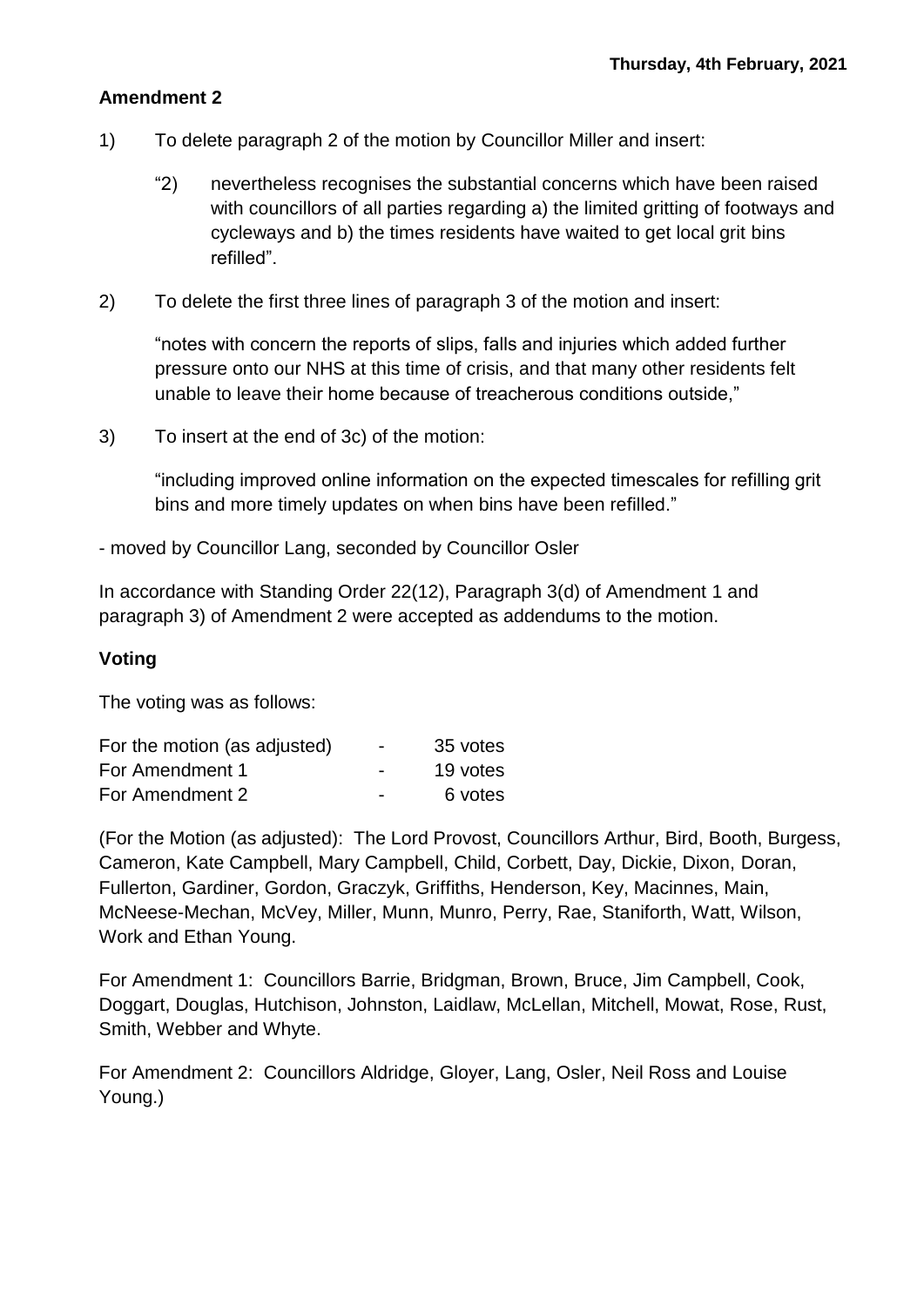**Amendment 2**

1) To delete paragraph 2 of the motion by Councillor Miller and insert:

   "2) nevertheless recognises the substantial concerns which have been raised with councillors of all parties regarding a) the limited gritting of footways and cycleways and b) the times residents have waited to get local grit bins refilled".

2) To delete the first three lines of paragraph 3 of the motion and insert:

   "notes with concern the reports of slips, falls and injuries which added further pressure onto our NHS at this time of crisis, and that many other residents felt unable to leave their home because of treacherous conditions outside,"

3) To insert at the end of 3c) of the motion:

   "including improved online information on the expected timescales for refilling grit bins and more timely updates on when bins have been refilled."

- moved by Councillor Lang, seconded by Councillor Osler

In accordance with Standing Order 22(12), Paragraph 3(d) of Amendment 1 and paragraph 3) of Amendment 2 were accepted as addendums to the motion.

**Voting**

The voting was as follows:

| | | |
|---|---|---|
| For the motion (as adjusted) | - | 35 votes |
| For Amendment 1 | - | 19 votes |
| For Amendment 2 | - | 6 votes |

(For the Motion (as adjusted): The Lord Provost, Councillors Arthur, Bird, Booth, Burgess, Cameron, Kate Campbell, Mary Campbell, Child, Corbett, Day, Dickie, Dixon, Doran, Fullerton, Gardiner, Gordon, Graczyk, Griffiths, Henderson, Key, Macinnes, Main, McNeese-Mechan, McVey, Miller, Munn, Munro, Perry, Rae, Staniforth, Watt, Wilson, Work and Ethan Young.

For Amendment 1: Councillors Barrie, Bridgman, Brown, Bruce, Jim Campbell, Cook, Doggart, Douglas, Hutchison, Johnston, Laidlaw, McLellan, Mitchell, Mowat, Rose, Rust, Smith, Webber and Whyte.

For Amendment 2: Councillors Aldridge, Gloyer, Lang, Osler, Neil Ross and Louise Young.)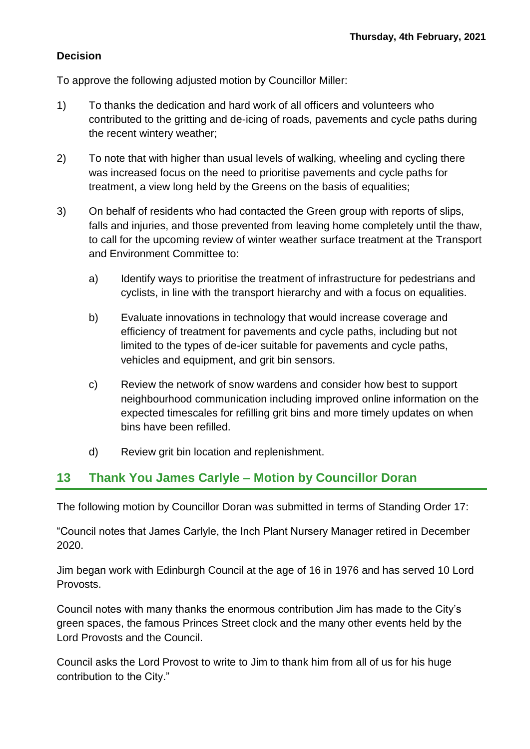**Decision**

To approve the following adjusted motion by Councillor Miller:

1) To thanks the dedication and hard work of all officers and volunteers who contributed to the gritting and de-icing of roads, pavements and cycle paths during the recent wintery weather;

2) To note that with higher than usual levels of walking, wheeling and cycling there was increased focus on the need to prioritise pavements and cycle paths for treatment, a view long held by the Greens on the basis of equalities;

3) On behalf of residents who had contacted the Green group with reports of slips, falls and injuries, and those prevented from leaving home completely until the thaw, to call for the upcoming review of winter weather surface treatment at the Transport and Environment Committee to:

   a) Identify ways to prioritise the treatment of infrastructure for pedestrians and cyclists, in line with the transport hierarchy and with a focus on equalities.

   b) Evaluate innovations in technology that would increase coverage and efficiency of treatment for pavements and cycle paths, including but not limited to the types of de-icer suitable for pavements and cycle paths, vehicles and equipment, and grit bin sensors.

   c) Review the network of snow wardens and consider how best to support neighbourhood communication including improved online information on the expected timescales for refilling grit bins and more timely updates on when bins have been refilled.

   d) Review grit bin location and replenishment.

## 13 Thank You James Carlyle – Motion by Councillor Doran

The following motion by Councillor Doran was submitted in terms of Standing Order 17:

"Council notes that James Carlyle, the Inch Plant Nursery Manager retired in December 2020.

Jim began work with Edinburgh Council at the age of 16 in 1976 and has served 10 Lord Provosts.

Council notes with many thanks the enormous contribution Jim has made to the City's green spaces, the famous Princes Street clock and the many other events held by the Lord Provosts and the Council.

Council asks the Lord Provost to write to Jim to thank him from all of us for his huge contribution to the City."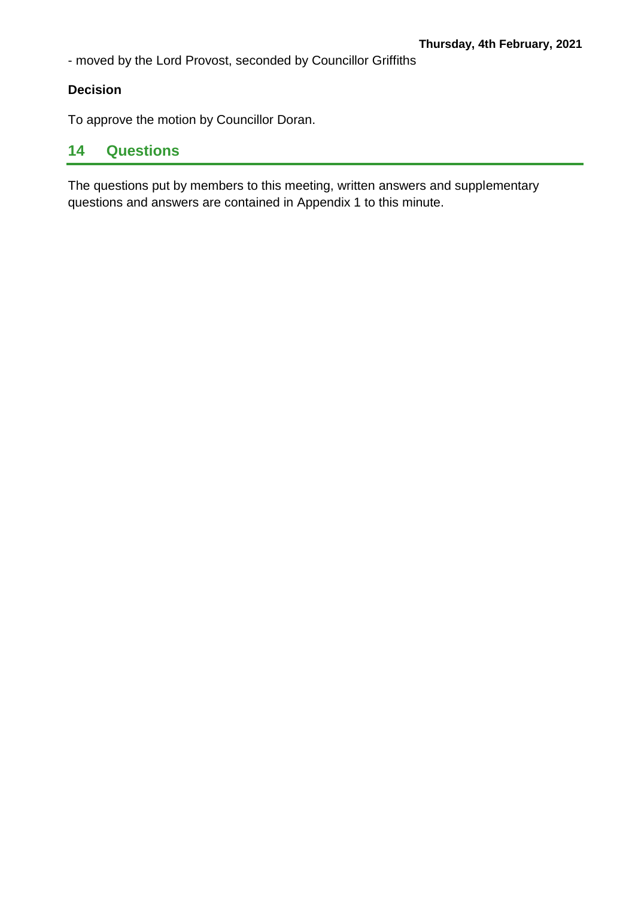- moved by the Lord Provost, seconded by Councillor Griffiths

**Decision**

To approve the motion by Councillor Doran.

## 14 Questions

The questions put by members to this meeting, written answers and supplementary questions and answers are contained in Appendix 1 to this minute.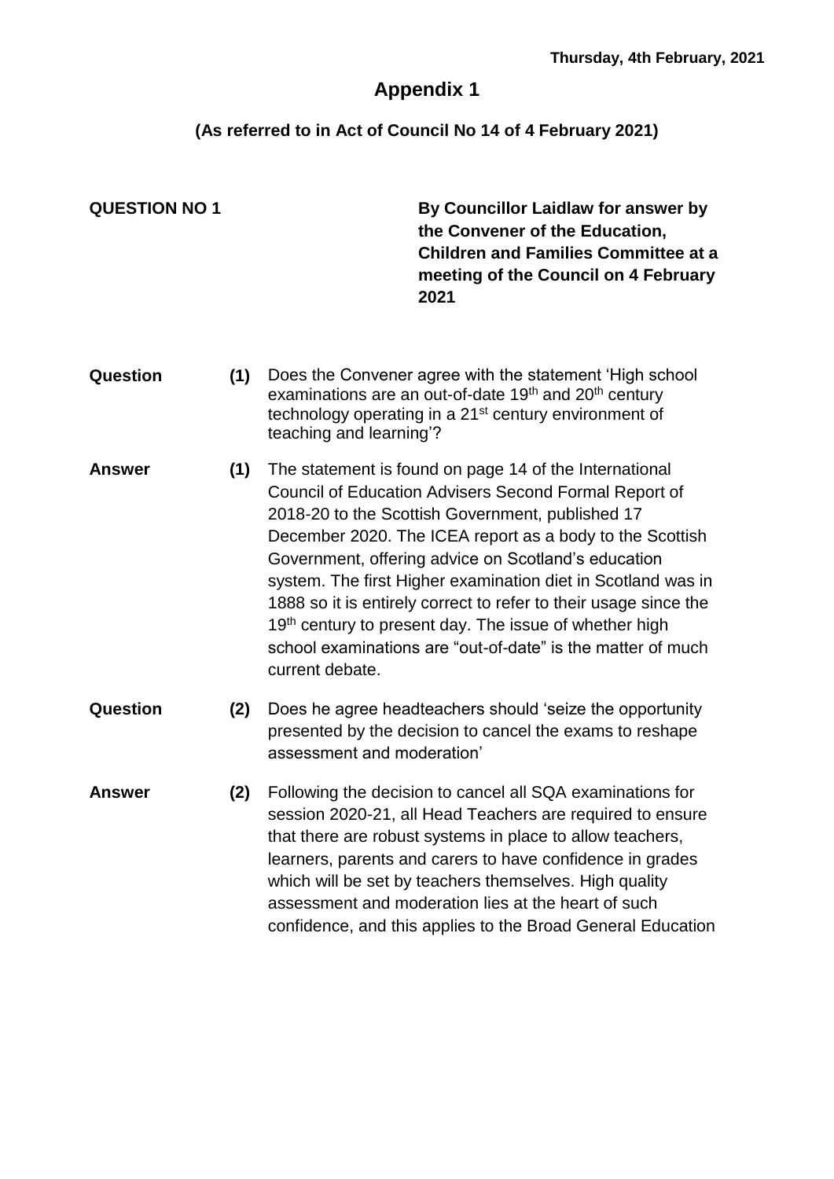**Thursday, 4th February, 2021**

# Appendix 1

## (As referred to in Act of Council No 14 of 4 February 2021)

**QUESTION NO 1**

**By Councillor Laidlaw for answer by the Convener of the Education, Children and Families Committee at a meeting of the Council on 4 February 2021**

**Question (1)** Does the Convener agree with the statement 'High school examinations are an out-of-date 19th and 20th century technology operating in a 21st century environment of teaching and learning'?

**Answer (1)** The statement is found on page 14 of the International Council of Education Advisers Second Formal Report of 2018-20 to the Scottish Government, published 17 December 2020. The ICEA report as a body to the Scottish Government, offering advice on Scotland's education system. The first Higher examination diet in Scotland was in 1888 so it is entirely correct to refer to their usage since the 19th century to present day. The issue of whether high school examinations are "out-of-date" is the matter of much current debate.

**Question (2)** Does he agree headteachers should 'seize the opportunity presented by the decision to cancel the exams to reshape assessment and moderation'

**Answer (2)** Following the decision to cancel all SQA examinations for session 2020-21, all Head Teachers are required to ensure that there are robust systems in place to allow teachers, learners, parents and carers to have confidence in grades which will be set by teachers themselves. High quality assessment and moderation lies at the heart of such confidence, and this applies to the Broad General Education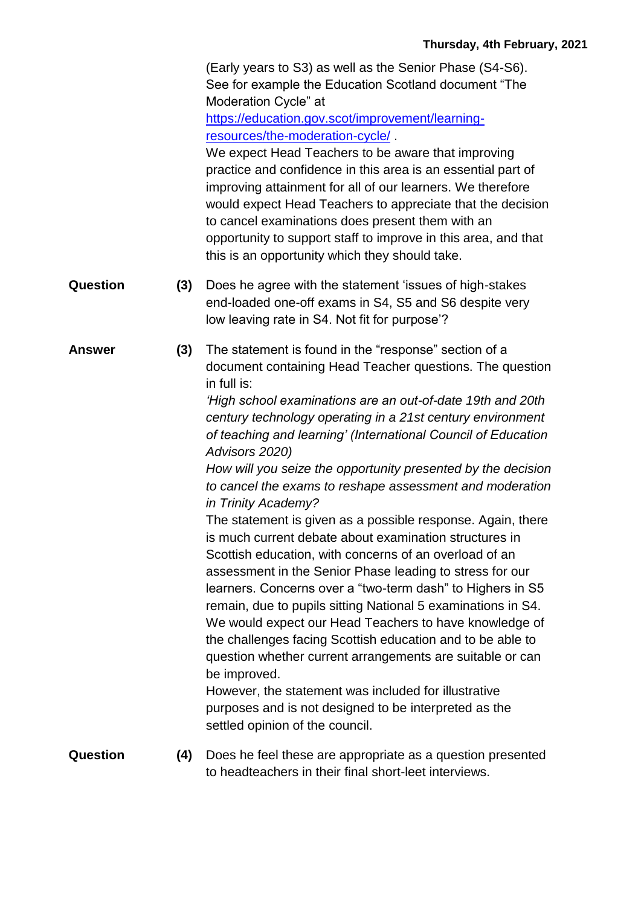(Early years to S3) as well as the Senior Phase (S4-S6). See for example the Education Scotland document "The Moderation Cycle" at [https://education.gov.scot/improvement/learning-resources/the-moderation-cycle/](https://education.gov.scot/improvement/learning-resources/the-moderation-cycle/) .

We expect Head Teachers to be aware that improving practice and confidence in this area is an essential part of improving attainment for all of our learners. We therefore would expect Head Teachers to appreciate that the decision to cancel examinations does present them with an opportunity to support staff to improve in this area, and that this is an opportunity which they should take.

**Question** **(3)** Does he agree with the statement 'issues of high-stakes end-loaded one-off exams in S4, S5 and S6 despite very low leaving rate in S4. Not fit for purpose'?

**Answer** **(3)** The statement is found in the "response" section of a document containing Head Teacher questions. The question in full is:

*'High school examinations are an out-of-date 19th and 20th century technology operating in a 21st century environment of teaching and learning' (International Council of Education Advisors 2020)*

*How will you seize the opportunity presented by the decision to cancel the exams to reshape assessment and moderation in Trinity Academy?*

The statement is given as a possible response. Again, there is much current debate about examination structures in Scottish education, with concerns of an overload of an assessment in the Senior Phase leading to stress for our learners. Concerns over a "two-term dash" to Highers in S5 remain, due to pupils sitting National 5 examinations in S4. We would expect our Head Teachers to have knowledge of the challenges facing Scottish education and to be able to question whether current arrangements are suitable or can be improved.

However, the statement was included for illustrative purposes and is not designed to be interpreted as the settled opinion of the council.

**Question** **(4)** Does he feel these are appropriate as a question presented to headteachers in their final short-leet interviews.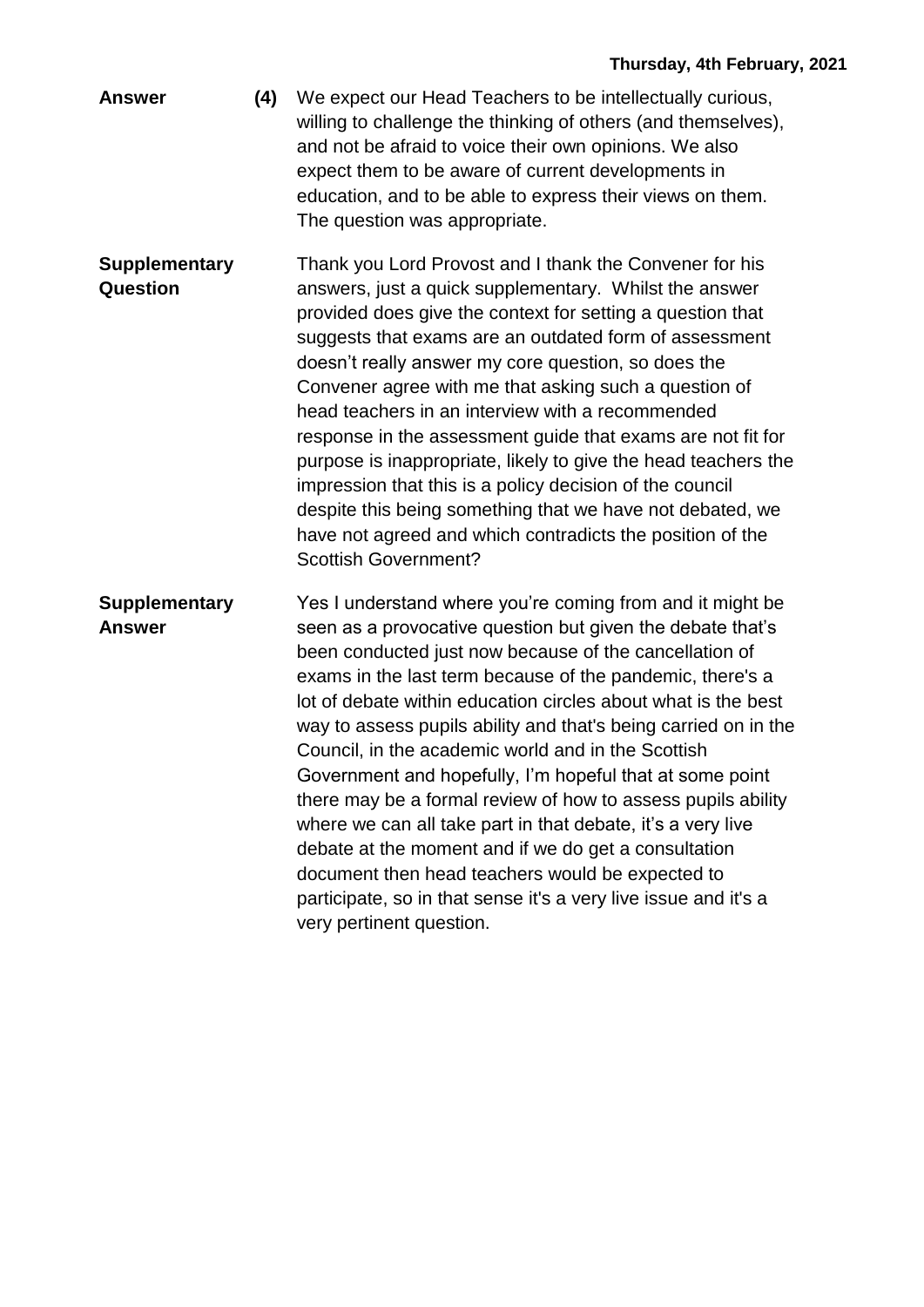**Answer** **(4)** We expect our Head Teachers to be intellectually curious, willing to challenge the thinking of others (and themselves), and not be afraid to voice their own opinions. We also expect them to be aware of current developments in education, and to be able to express their views on them. The question was appropriate.

**Supplementary Question** Thank you Lord Provost and I thank the Convener for his answers, just a quick supplementary. Whilst the answer provided does give the context for setting a question that suggests that exams are an outdated form of assessment doesn't really answer my core question, so does the Convener agree with me that asking such a question of head teachers in an interview with a recommended response in the assessment guide that exams are not fit for purpose is inappropriate, likely to give the head teachers the impression that this is a policy decision of the council despite this being something that we have not debated, we have not agreed and which contradicts the position of the Scottish Government?

**Supplementary Answer** Yes I understand where you're coming from and it might be seen as a provocative question but given the debate that's been conducted just now because of the cancellation of exams in the last term because of the pandemic, there's a lot of debate within education circles about what is the best way to assess pupils ability and that's being carried on in the Council, in the academic world and in the Scottish Government and hopefully, I'm hopeful that at some point there may be a formal review of how to assess pupils ability where we can all take part in that debate, it's a very live debate at the moment and if we do get a consultation document then head teachers would be expected to participate, so in that sense it's a very live issue and it's a very pertinent question.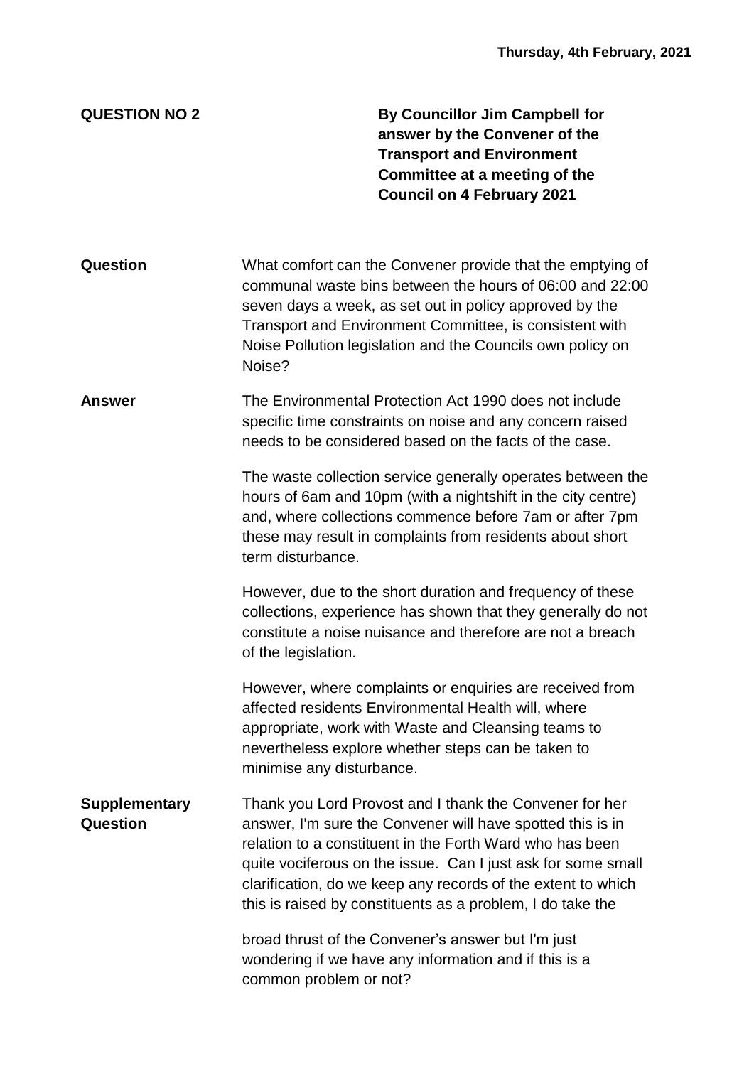Thursday, 4th February, 2021

| | |
|---|---|
| **QUESTION NO 2** | **By Councillor Jim Campbell for answer by the Convener of the Transport and Environment Committee at a meeting of the Council on 4 February 2021** |

**Question**

What comfort can the Convener provide that the emptying of communal waste bins between the hours of 06:00 and 22:00 seven days a week, as set out in policy approved by the Transport and Environment Committee, is consistent with Noise Pollution legislation and the Councils own policy on Noise?

**Answer**

The Environmental Protection Act 1990 does not include specific time constraints on noise and any concern raised needs to be considered based on the facts of the case.

The waste collection service generally operates between the hours of 6am and 10pm (with a nightshift in the city centre) and, where collections commence before 7am or after 7pm these may result in complaints from residents about short term disturbance.

However, due to the short duration and frequency of these collections, experience has shown that they generally do not constitute a noise nuisance and therefore are not a breach of the legislation.

However, where complaints or enquiries are received from affected residents Environmental Health will, where appropriate, work with Waste and Cleansing teams to nevertheless explore whether steps can be taken to minimise any disturbance.

**Supplementary Question**

Thank you Lord Provost and I thank the Convener for her answer, I'm sure the Convener will have spotted this is in relation to a constituent in the Forth Ward who has been quite vociferous on the issue. Can I just ask for some small clarification, do we keep any records of the extent to which this is raised by constituents as a problem, I do take the broad thrust of the Convener's answer but I'm just wondering if we have any information and if this is a common problem or not?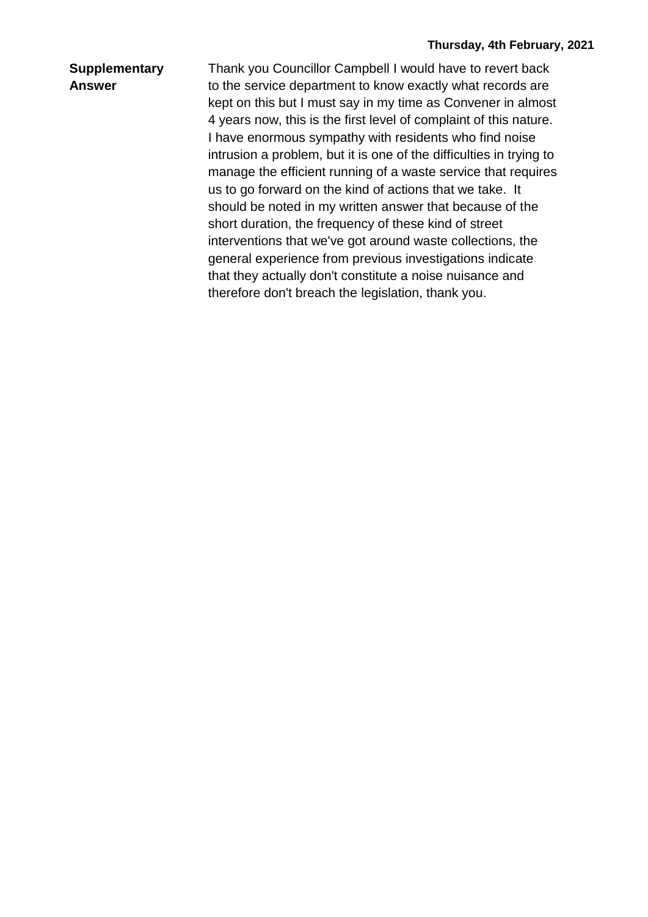**Supplementary Answer**

Thank you Councillor Campbell I would have to revert back to the service department to know exactly what records are kept on this but I must say in my time as Convener in almost 4 years now, this is the first level of complaint of this nature. I have enormous sympathy with residents who find noise intrusion a problem, but it is one of the difficulties in trying to manage the efficient running of a waste service that requires us to go forward on the kind of actions that we take. It should be noted in my written answer that because of the short duration, the frequency of these kind of street interventions that we've got around waste collections, the general experience from previous investigations indicate that they actually don't constitute a noise nuisance and therefore don't breach the legislation, thank you.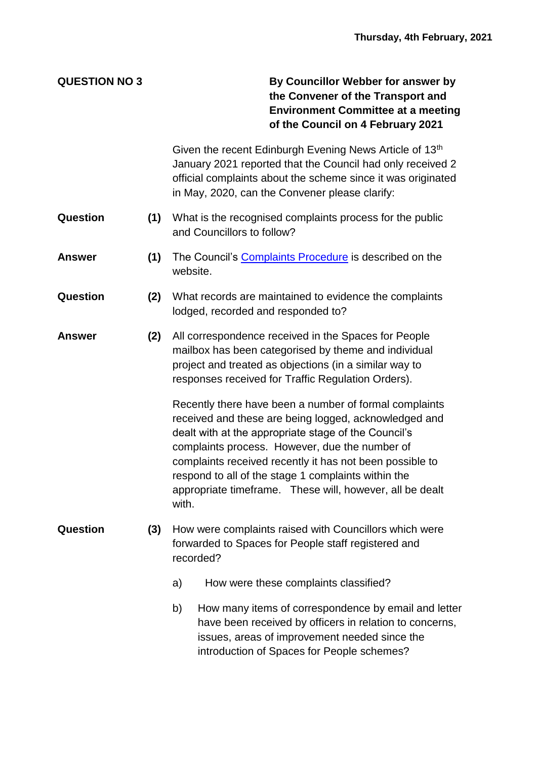**Thursday, 4th February, 2021**

**QUESTION NO 3**

**By Councillor Webber for answer by the Convener of the Transport and Environment Committee at a meeting of the Council on 4 February 2021**

Given the recent Edinburgh Evening News Article of 13th January 2021 reported that the Council had only received 2 official complaints about the scheme since it was originated in May, 2020, can the Convener please clarify:

**Question** **(1)** What is the recognised complaints process for the public and Councillors to follow?

**Answer** **(1)** The Council's Complaints Procedure is described on the website.

**Question** **(2)** What records are maintained to evidence the complaints lodged, recorded and responded to?

**Answer** **(2)** All correspondence received in the Spaces for People mailbox has been categorised by theme and individual project and treated as objections (in a similar way to responses received for Traffic Regulation Orders).

Recently there have been a number of formal complaints received and these are being logged, acknowledged and dealt with at the appropriate stage of the Council's complaints process. However, due the number of complaints received recently it has not been possible to respond to all of the stage 1 complaints within the appropriate timeframe. These will, however, all be dealt with.

**Question** **(3)** How were complaints raised with Councillors which were forwarded to Spaces for People staff registered and recorded?

a) How were these complaints classified?

b) How many items of correspondence by email and letter have been received by officers in relation to concerns, issues, areas of improvement needed since the introduction of Spaces for People schemes?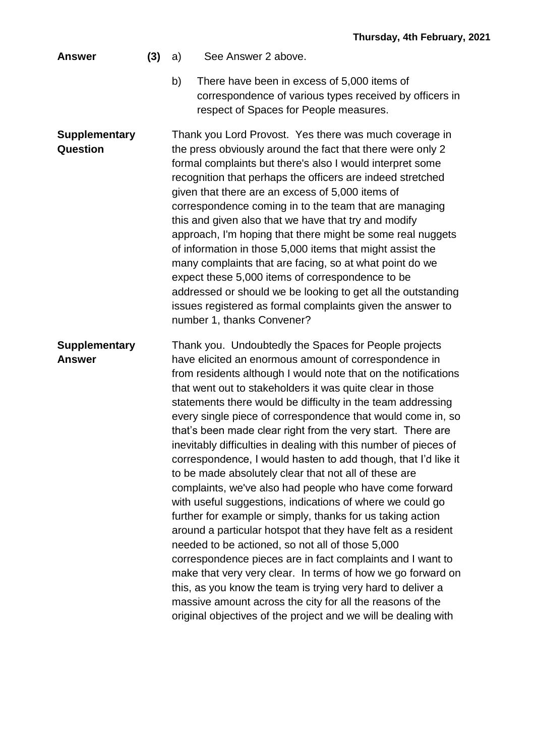**Answer** **(3)** a) See Answer 2 above.

b) There have been in excess of 5,000 items of correspondence of various types received by officers in respect of Spaces for People measures.

**Supplementary Question**

Thank you Lord Provost. Yes there was much coverage in the press obviously around the fact that there were only 2 formal complaints but there's also I would interpret some recognition that perhaps the officers are indeed stretched given that there are an excess of 5,000 items of correspondence coming in to the team that are managing this and given also that we have that try and modify approach, I'm hoping that there might be some real nuggets of information in those 5,000 items that might assist the many complaints that are facing, so at what point do we expect these 5,000 items of correspondence to be addressed or should we be looking to get all the outstanding issues registered as formal complaints given the answer to number 1, thanks Convener?

**Supplementary Answer**

Thank you. Undoubtedly the Spaces for People projects have elicited an enormous amount of correspondence in from residents although I would note that on the notifications that went out to stakeholders it was quite clear in those statements there would be difficulty in the team addressing every single piece of correspondence that would come in, so that's been made clear right from the very start. There are inevitably difficulties in dealing with this number of pieces of correspondence, I would hasten to add though, that I'd like it to be made absolutely clear that not all of these are complaints, we've also had people who have come forward with useful suggestions, indications of where we could go further for example or simply, thanks for us taking action around a particular hotspot that they have felt as a resident needed to be actioned, so not all of those 5,000 correspondence pieces are in fact complaints and I want to make that very very clear. In terms of how we go forward on this, as you know the team is trying very hard to deliver a massive amount across the city for all the reasons of the original objectives of the project and we will be dealing with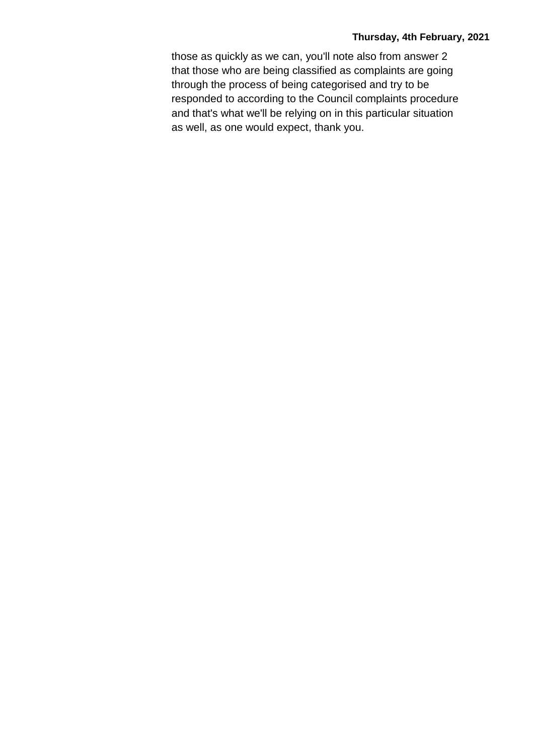those as quickly as we can, you'll note also from answer 2 that those who are being classified as complaints are going through the process of being categorised and try to be responded to according to the Council complaints procedure and that's what we'll be relying on in this particular situation as well, as one would expect, thank you.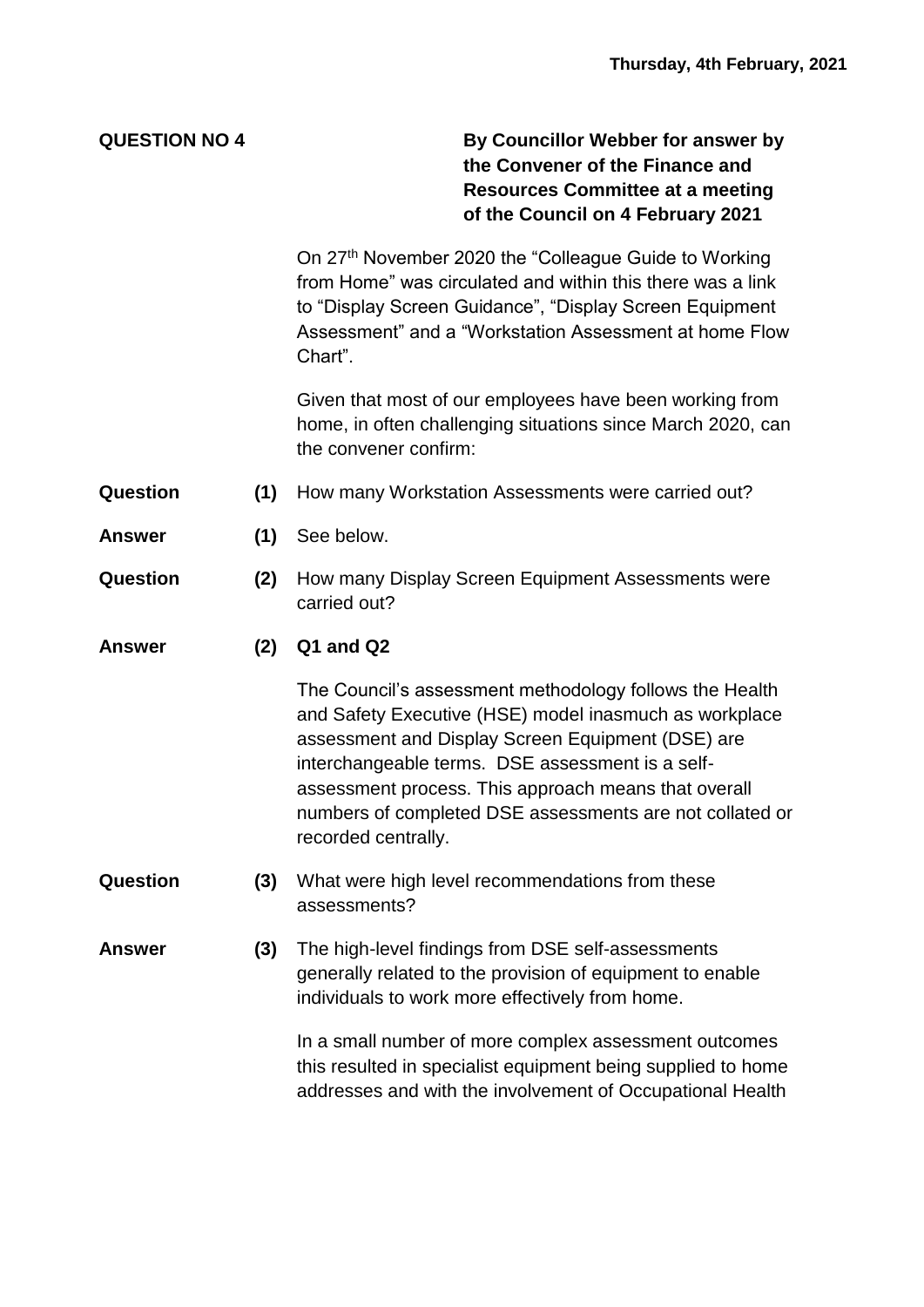**Thursday, 4th February, 2021**

**QUESTION NO 4**

**By Councillor Webber for answer by the Convener of the Finance and Resources Committee at a meeting of the Council on 4 February 2021**

On 27th November 2020 the "Colleague Guide to Working from Home" was circulated and within this there was a link to "Display Screen Guidance", "Display Screen Equipment Assessment" and a "Workstation Assessment at home Flow Chart".

Given that most of our employees have been working from home, in often challenging situations since March 2020, can the convener confirm:

**Question (1)** How many Workstation Assessments were carried out?

**Answer (1)** See below.

**Question (2)** How many Display Screen Equipment Assessments were carried out?

**Answer (2)** **Q1 and Q2**

The Council's assessment methodology follows the Health and Safety Executive (HSE) model inasmuch as workplace assessment and Display Screen Equipment (DSE) are interchangeable terms. DSE assessment is a self-assessment process. This approach means that overall numbers of completed DSE assessments are not collated or recorded centrally.

**Question (3)** What were high level recommendations from these assessments?

**Answer (3)** The high-level findings from DSE self-assessments generally related to the provision of equipment to enable individuals to work more effectively from home.

In a small number of more complex assessment outcomes this resulted in specialist equipment being supplied to home addresses and with the involvement of Occupational Health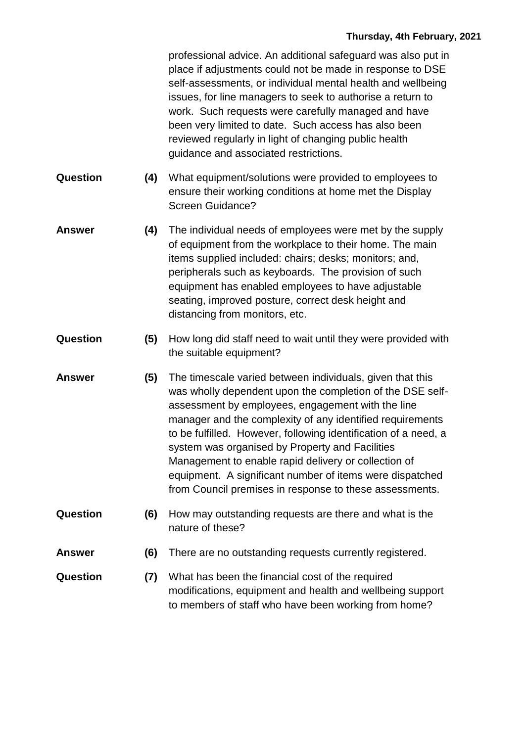professional advice. An additional safeguard was also put in place if adjustments could not be made in response to DSE self-assessments, or individual mental health and wellbeing issues, for line managers to seek to authorise a return to work. Such requests were carefully managed and have been very limited to date. Such access has also been reviewed regularly in light of changing public health guidance and associated restrictions.

**Question** **(4)** What equipment/solutions were provided to employees to ensure their working conditions at home met the Display Screen Guidance?

**Answer** **(4)** The individual needs of employees were met by the supply of equipment from the workplace to their home. The main items supplied included: chairs; desks; monitors; and, peripherals such as keyboards. The provision of such equipment has enabled employees to have adjustable seating, improved posture, correct desk height and distancing from monitors, etc.

**Question** **(5)** How long did staff need to wait until they were provided with the suitable equipment?

**Answer** **(5)** The timescale varied between individuals, given that this was wholly dependent upon the completion of the DSE self-assessment by employees, engagement with the line manager and the complexity of any identified requirements to be fulfilled. However, following identification of a need, a system was organised by Property and Facilities Management to enable rapid delivery or collection of equipment. A significant number of items were dispatched from Council premises in response to these assessments.

**Question** **(6)** How may outstanding requests are there and what is the nature of these?

**Answer** **(6)** There are no outstanding requests currently registered.

**Question** **(7)** What has been the financial cost of the required modifications, equipment and health and wellbeing support to members of staff who have been working from home?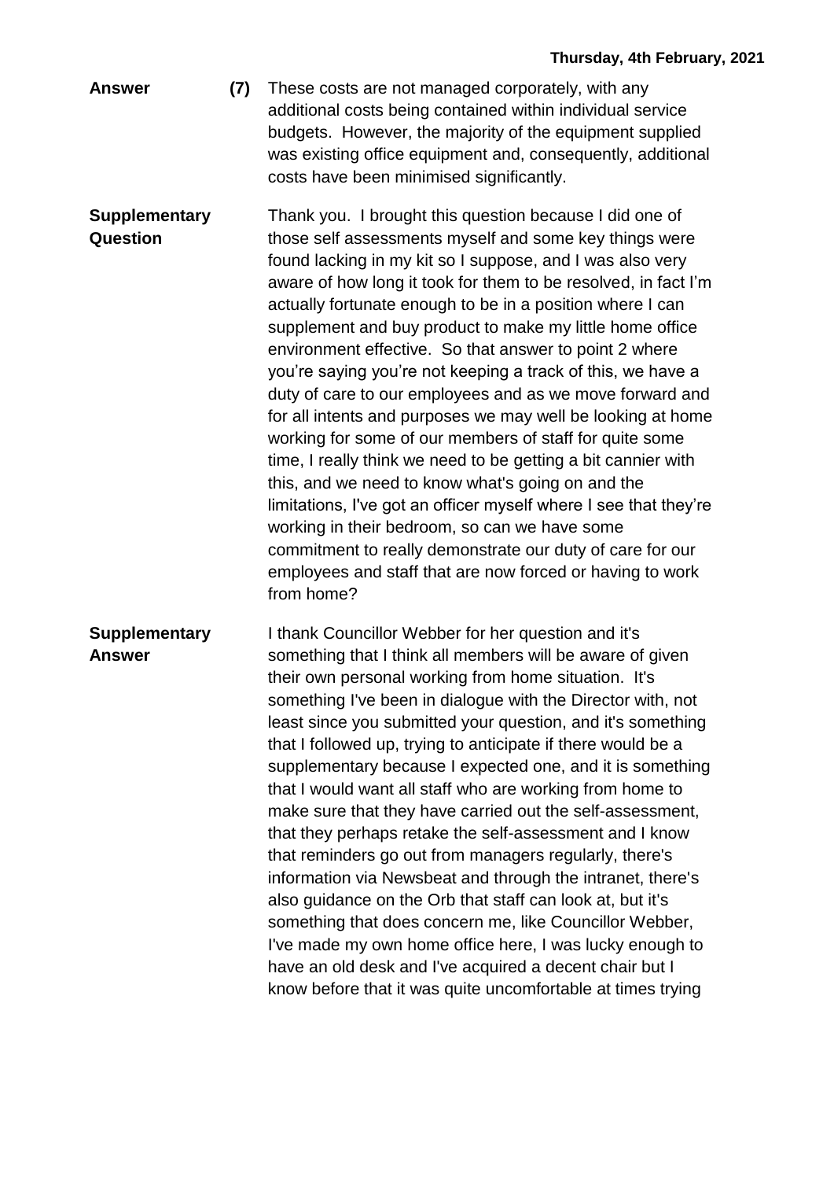**Answer** **(7)** These costs are not managed corporately, with any additional costs being contained within individual service budgets. However, the majority of the equipment supplied was existing office equipment and, consequently, additional costs have been minimised significantly.

**Supplementary Question**

Thank you. I brought this question because I did one of those self assessments myself and some key things were found lacking in my kit so I suppose, and I was also very aware of how long it took for them to be resolved, in fact I'm actually fortunate enough to be in a position where I can supplement and buy product to make my little home office environment effective. So that answer to point 2 where you're saying you're not keeping a track of this, we have a duty of care to our employees and as we move forward and for all intents and purposes we may well be looking at home working for some of our members of staff for quite some time, I really think we need to be getting a bit cannier with this, and we need to know what's going on and the limitations, I've got an officer myself where I see that they're working in their bedroom, so can we have some commitment to really demonstrate our duty of care for our employees and staff that are now forced or having to work from home?

**Supplementary Answer**

I thank Councillor Webber for her question and it's something that I think all members will be aware of given their own personal working from home situation. It's something I've been in dialogue with the Director with, not least since you submitted your question, and it's something that I followed up, trying to anticipate if there would be a supplementary because I expected one, and it is something that I would want all staff who are working from home to make sure that they have carried out the self-assessment, that they perhaps retake the self-assessment and I know that reminders go out from managers regularly, there's information via Newsbeat and through the intranet, there's also guidance on the Orb that staff can look at, but it's something that does concern me, like Councillor Webber, I've made my own home office here, I was lucky enough to have an old desk and I've acquired a decent chair but I know before that it was quite uncomfortable at times trying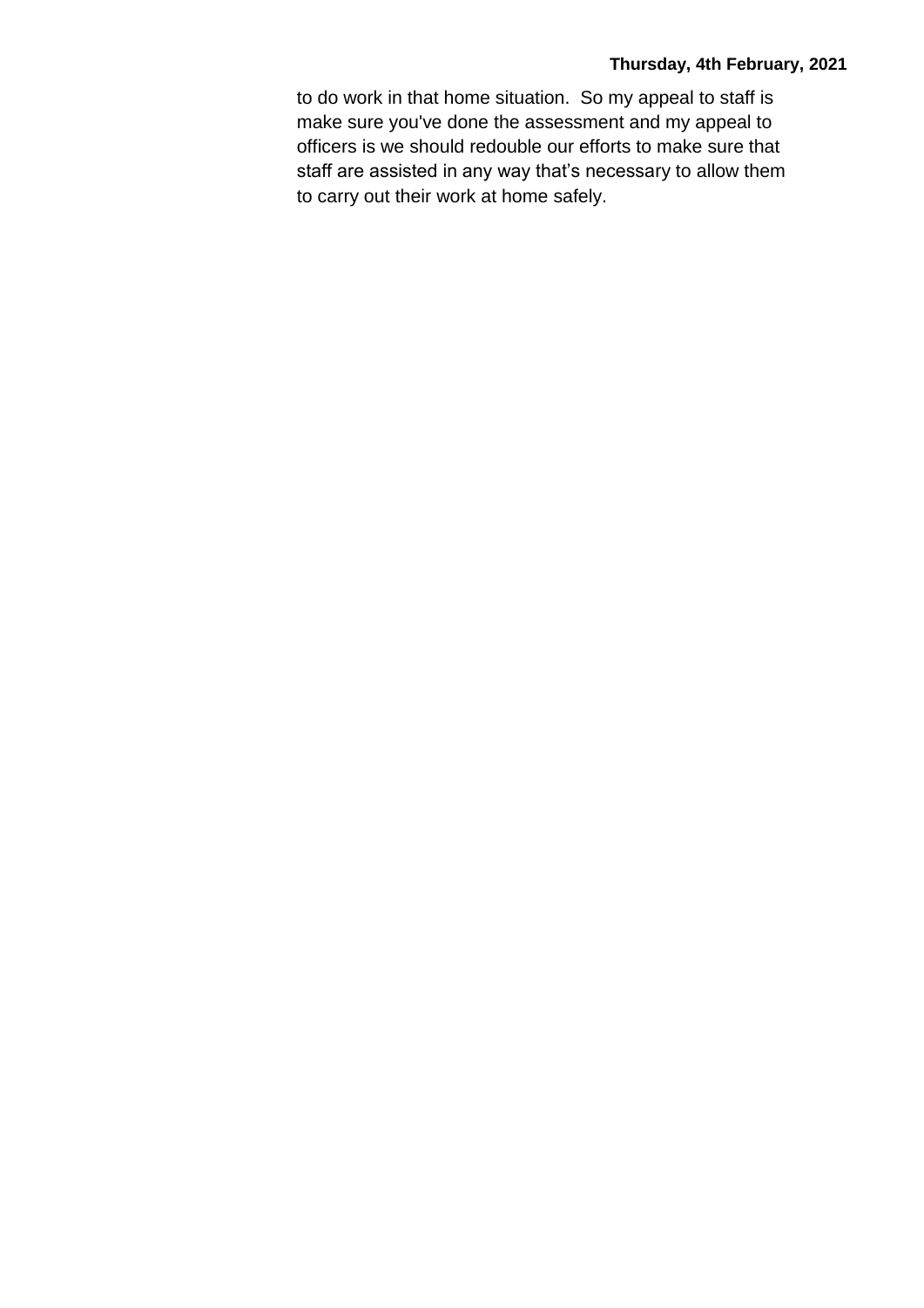to do work in that home situation. So my appeal to staff is make sure you've done the assessment and my appeal to officers is we should redouble our efforts to make sure that staff are assisted in any way that's necessary to allow them to carry out their work at home safely.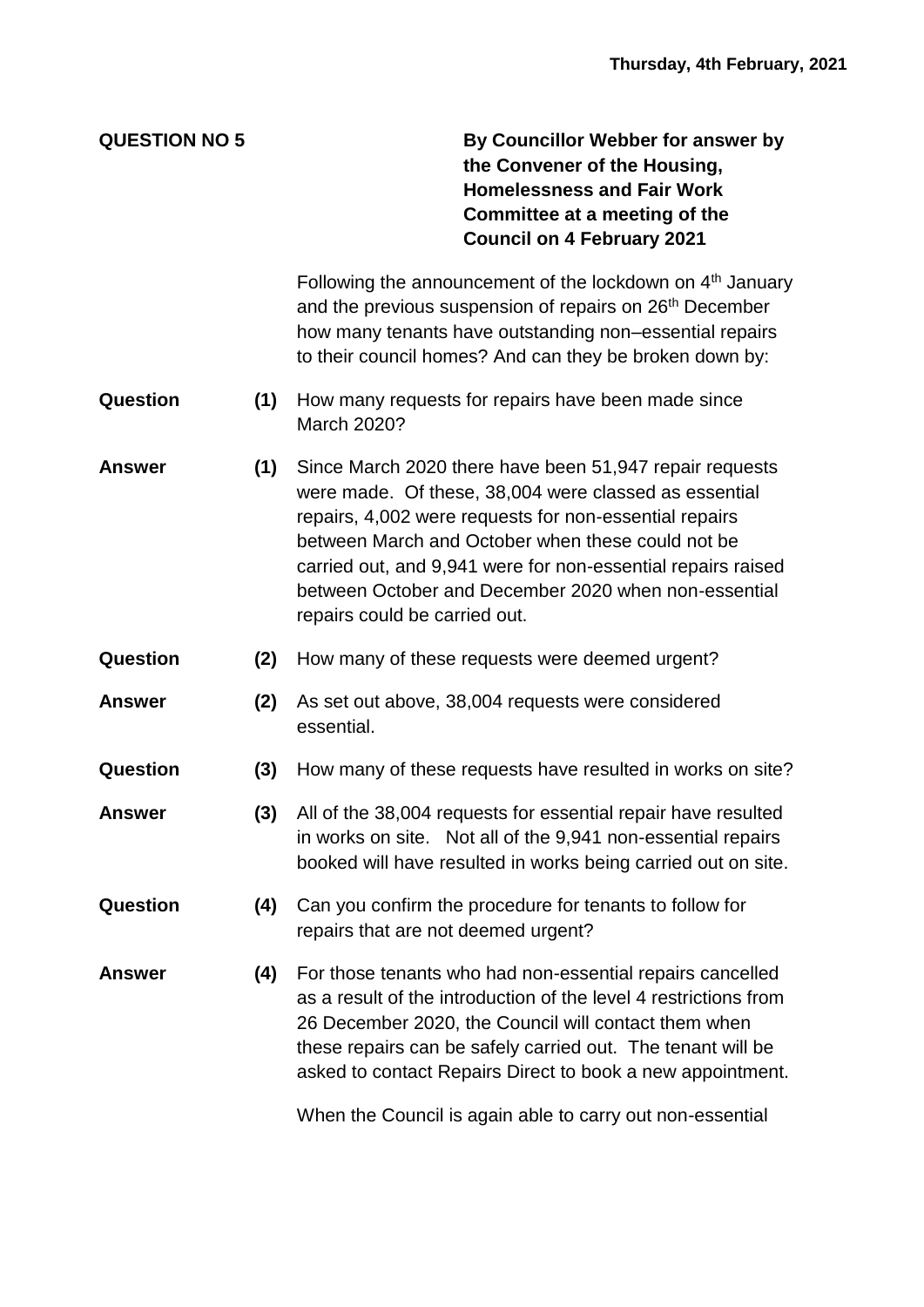**QUESTION NO 5**

**By Councillor Webber for answer by the Convener of the Housing, Homelessness and Fair Work Committee at a meeting of the Council on 4 February 2021**

Following the announcement of the lockdown on 4th January and the previous suspension of repairs on 26th December how many tenants have outstanding non–essential repairs to their council homes? And can they be broken down by:

**Question (1)** How many requests for repairs have been made since March 2020?

**Answer (1)** Since March 2020 there have been 51,947 repair requests were made. Of these, 38,004 were classed as essential repairs, 4,002 were requests for non-essential repairs between March and October when these could not be carried out, and 9,941 were for non-essential repairs raised between October and December 2020 when non-essential repairs could be carried out.

**Question (2)** How many of these requests were deemed urgent?

**Answer (2)** As set out above, 38,004 requests were considered essential.

**Question (3)** How many of these requests have resulted in works on site?

**Answer (3)** All of the 38,004 requests for essential repair have resulted in works on site. Not all of the 9,941 non-essential repairs booked will have resulted in works being carried out on site.

**Question (4)** Can you confirm the procedure for tenants to follow for repairs that are not deemed urgent?

**Answer (4)** For those tenants who had non-essential repairs cancelled as a result of the introduction of the level 4 restrictions from 26 December 2020, the Council will contact them when these repairs can be safely carried out. The tenant will be asked to contact Repairs Direct to book a new appointment.

When the Council is again able to carry out non-essential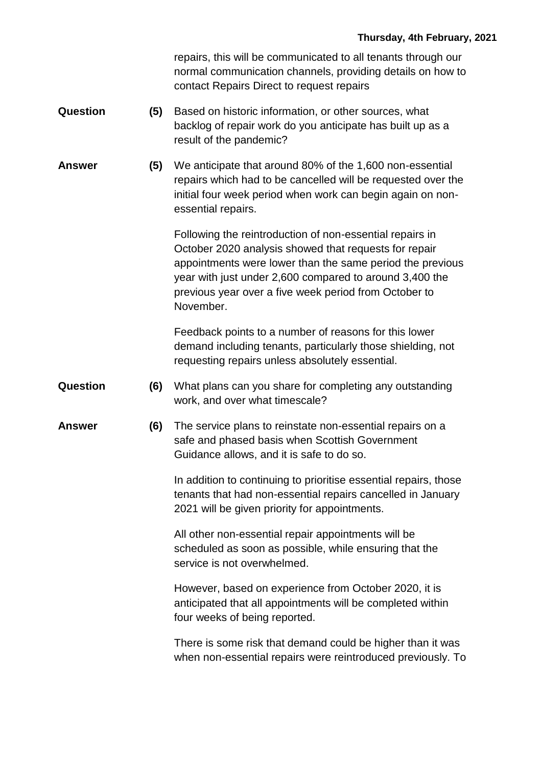repairs, this will be communicated to all tenants through our normal communication channels, providing details on how to contact Repairs Direct to request repairs

**Question** **(5)** Based on historic information, or other sources, what backlog of repair work do you anticipate has built up as a result of the pandemic?

**Answer** **(5)** We anticipate that around 80% of the 1,600 non-essential repairs which had to be cancelled will be requested over the initial four week period when work can begin again on non-essential repairs.

Following the reintroduction of non-essential repairs in October 2020 analysis showed that requests for repair appointments were lower than the same period the previous year with just under 2,600 compared to around 3,400 the previous year over a five week period from October to November.

Feedback points to a number of reasons for this lower demand including tenants, particularly those shielding, not requesting repairs unless absolutely essential.

**Question** **(6)** What plans can you share for completing any outstanding work, and over what timescale?

**Answer** **(6)** The service plans to reinstate non-essential repairs on a safe and phased basis when Scottish Government Guidance allows, and it is safe to do so.

In addition to continuing to prioritise essential repairs, those tenants that had non-essential repairs cancelled in January 2021 will be given priority for appointments.

All other non-essential repair appointments will be scheduled as soon as possible, while ensuring that the service is not overwhelmed.

However, based on experience from October 2020, it is anticipated that all appointments will be completed within four weeks of being reported.

There is some risk that demand could be higher than it was when non-essential repairs were reintroduced previously. To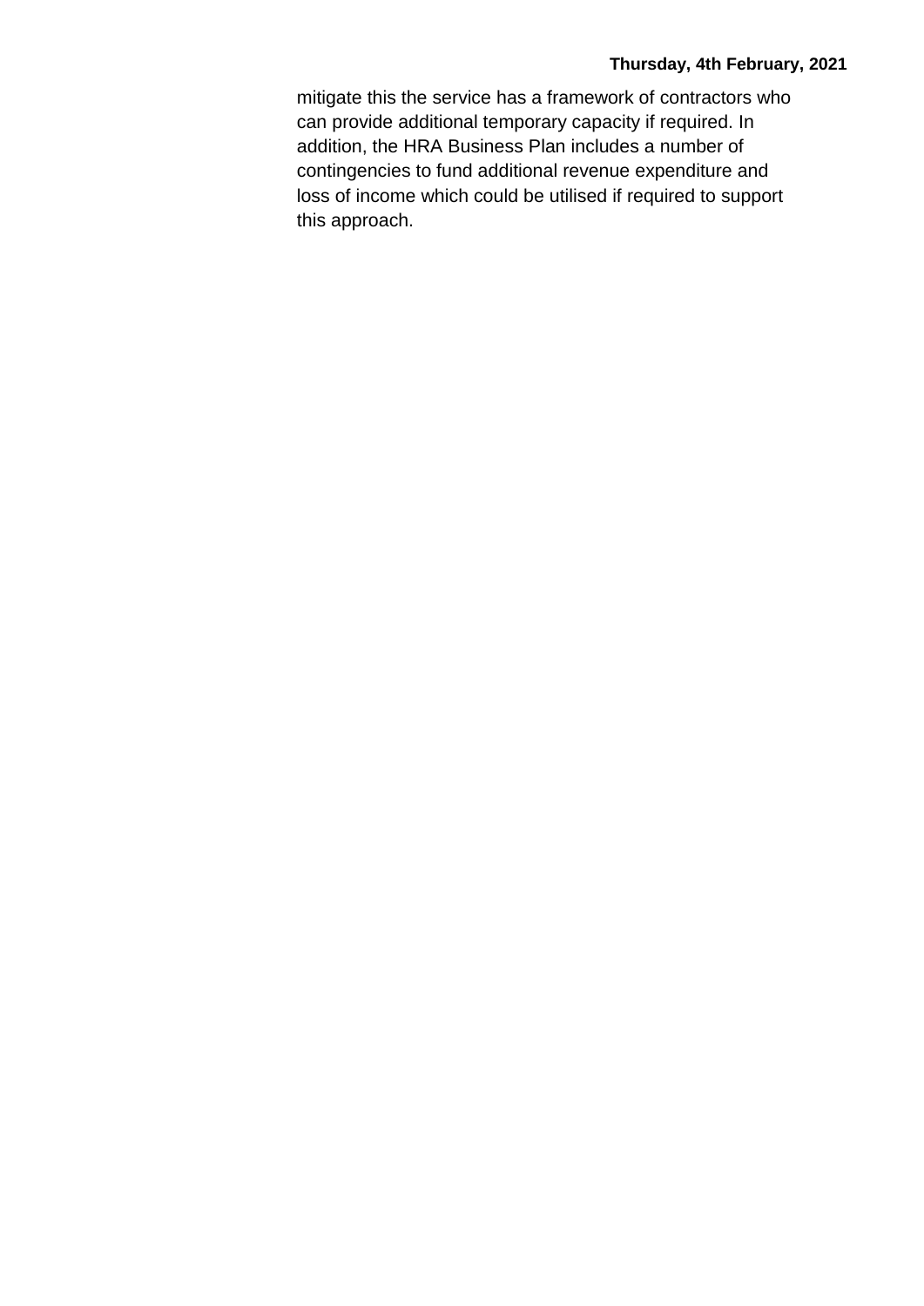mitigate this the service has a framework of contractors who can provide additional temporary capacity if required. In addition, the HRA Business Plan includes a number of contingencies to fund additional revenue expenditure and loss of income which could be utilised if required to support this approach.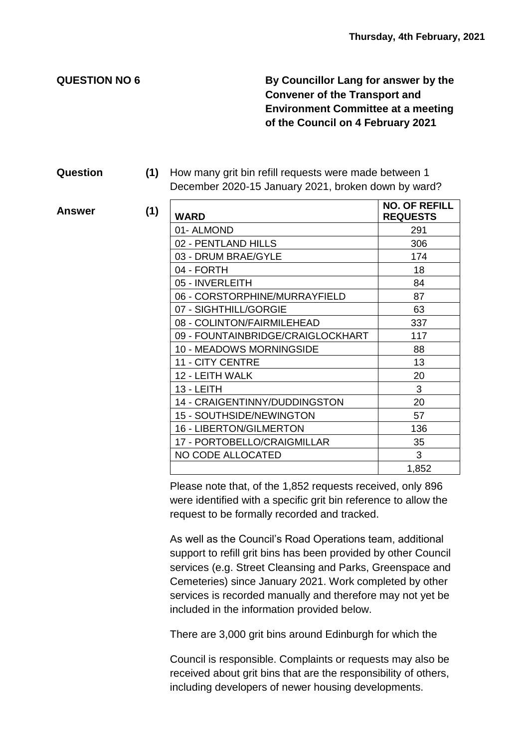**QUESTION NO 6**

**By Councillor Lang for answer by the Convener of the Transport and Environment Committee at a meeting of the Council on 4 February 2021**

**Question (1)** How many grit bin refill requests were made between 1 December 2020-15 January 2021, broken down by ward?

**Answer (1)**

| WARD | NO. OF REFILL REQUESTS |
|---|---|
| 01- ALMOND | 291 |
| 02 - PENTLAND HILLS | 306 |
| 03 - DRUM BRAE/GYLE | 174 |
| 04 - FORTH | 18 |
| 05 - INVERLEITH | 84 |
| 06 - CORSTORPHINE/MURRAYFIELD | 87 |
| 07 - SIGHTHILL/GORGIE | 63 |
| 08 - COLINTON/FAIRMILEHEAD | 337 |
| 09 - FOUNTAINBRIDGE/CRAIGLOCKHART | 117 |
| 10 - MEADOWS MORNINGSIDE | 88 |
| 11 - CITY CENTRE | 13 |
| 12 - LEITH WALK | 20 |
| 13 - LEITH | 3 |
| 14 - CRAIGENTINNY/DUDDINGSTON | 20 |
| 15 - SOUTHSIDE/NEWINGTON | 57 |
| 16 - LIBERTON/GILMERTON | 136 |
| 17 - PORTOBELLO/CRAIGMILLAR | 35 |
| NO CODE ALLOCATED | 3 |
| | 1,852 |

Please note that, of the 1,852 requests received, only 896 were identified with a specific grit bin reference to allow the request to be formally recorded and tracked.

As well as the Council's Road Operations team, additional support to refill grit bins has been provided by other Council services (e.g. Street Cleansing and Parks, Greenspace and Cemeteries) since January 2021. Work completed by other services is recorded manually and therefore may not yet be included in the information provided below.

There are 3,000 grit bins around Edinburgh for which the

Council is responsible. Complaints or requests may also be received about grit bins that are the responsibility of others, including developers of newer housing developments.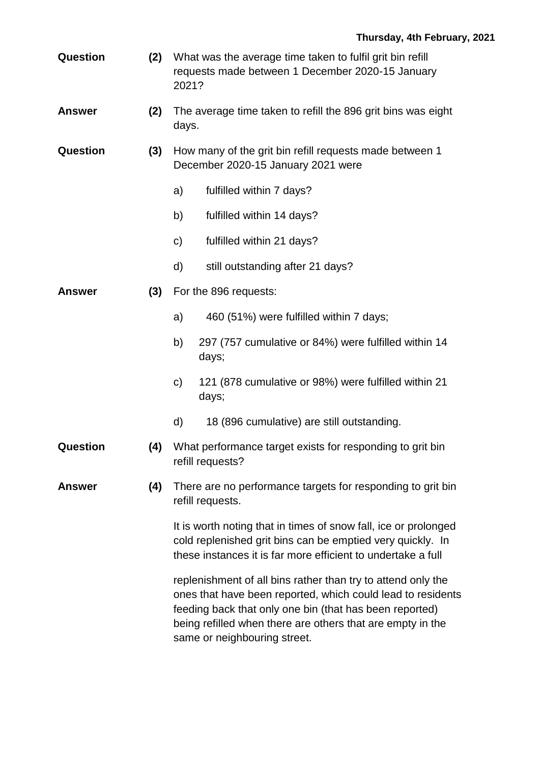Thursday, 4th February, 2021

**Question** **(2)** What was the average time taken to fulfil grit bin refill requests made between 1 December 2020-15 January 2021?

**Answer** **(2)** The average time taken to refill the 896 grit bins was eight days.

**Question** **(3)** How many of the grit bin refill requests made between 1 December 2020-15 January 2021 were

a) fulfilled within 7 days?

b) fulfilled within 14 days?

c) fulfilled within 21 days?

d) still outstanding after 21 days?

**Answer** **(3)** For the 896 requests:

a) 460 (51%) were fulfilled within 7 days;

b) 297 (757 cumulative or 84%) were fulfilled within 14 days;

c) 121 (878 cumulative or 98%) were fulfilled within 21 days;

d) 18 (896 cumulative) are still outstanding.

**Question** **(4)** What performance target exists for responding to grit bin refill requests?

**Answer** **(4)** There are no performance targets for responding to grit bin refill requests.

It is worth noting that in times of snow fall, ice or prolonged cold replenished grit bins can be emptied very quickly. In these instances it is far more efficient to undertake a full

replenishment of all bins rather than try to attend only the ones that have been reported, which could lead to residents feeding back that only one bin (that has been reported) being refilled when there are others that are empty in the same or neighbouring street.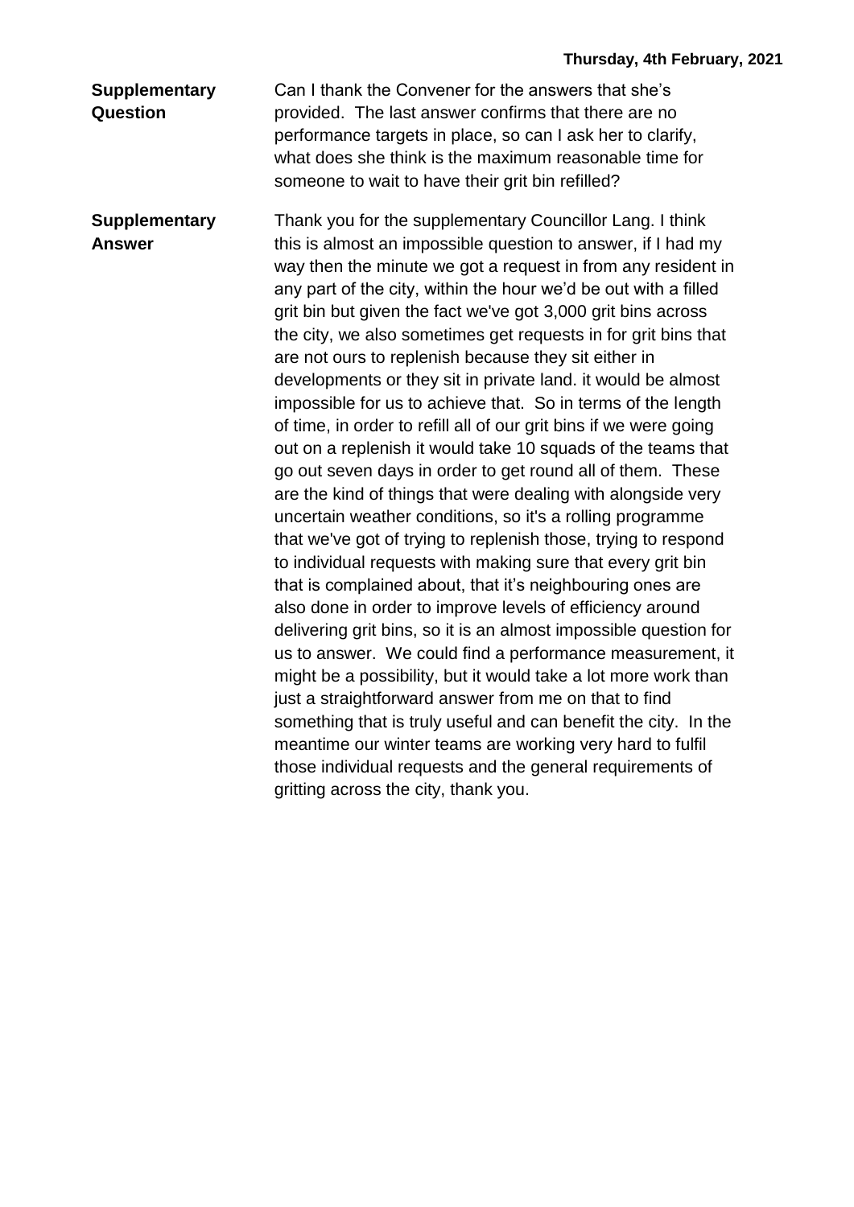| | |
|---|---|
| **Supplementary Question** | Can I thank the Convener for the answers that she's provided. The last answer confirms that there are no performance targets in place, so can I ask her to clarify, what does she think is the maximum reasonable time for someone to wait to have their grit bin refilled? |
| **Supplementary Answer** | Thank you for the supplementary Councillor Lang. I think this is almost an impossible question to answer, if I had my way then the minute we got a request in from any resident in any part of the city, within the hour we'd be out with a filled grit bin but given the fact we've got 3,000 grit bins across the city, we also sometimes get requests in for grit bins that are not ours to replenish because they sit either in developments or they sit in private land. it would be almost impossible for us to achieve that. So in terms of the length of time, in order to refill all of our grit bins if we were going out on a replenish it would take 10 squads of the teams that go out seven days in order to get round all of them. These are the kind of things that were dealing with alongside very uncertain weather conditions, so it's a rolling programme that we've got of trying to replenish those, trying to respond to individual requests with making sure that every grit bin that is complained about, that it's neighbouring ones are also done in order to improve levels of efficiency around delivering grit bins, so it is an almost impossible question for us to answer. We could find a performance measurement, it might be a possibility, but it would take a lot more work than just a straightforward answer from me on that to find something that is truly useful and can benefit the city. In the meantime our winter teams are working very hard to fulfil those individual requests and the general requirements of gritting across the city, thank you. |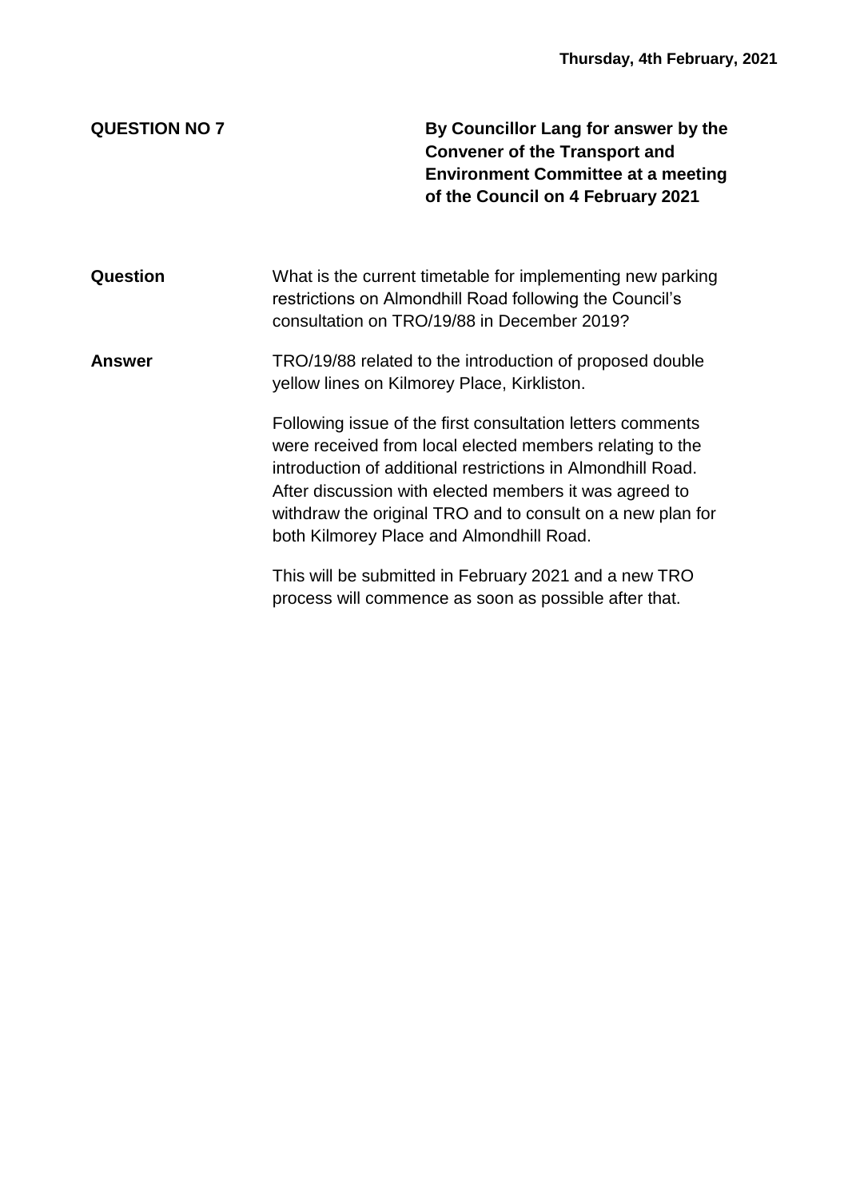**Thursday, 4th February, 2021**

| **QUESTION NO 7** | **By Councillor Lang for answer by the Convener of the Transport and Environment Committee at a meeting of the Council on 4 February 2021** |
| --- | --- |

**Question**

What is the current timetable for implementing new parking restrictions on Almondhill Road following the Council's consultation on TRO/19/88 in December 2019?

**Answer**

TRO/19/88 related to the introduction of proposed double yellow lines on Kilmorey Place, Kirkliston.

Following issue of the first consultation letters comments were received from local elected members relating to the introduction of additional restrictions in Almondhill Road. After discussion with elected members it was agreed to withdraw the original TRO and to consult on a new plan for both Kilmorey Place and Almondhill Road.

This will be submitted in February 2021 and a new TRO process will commence as soon as possible after that.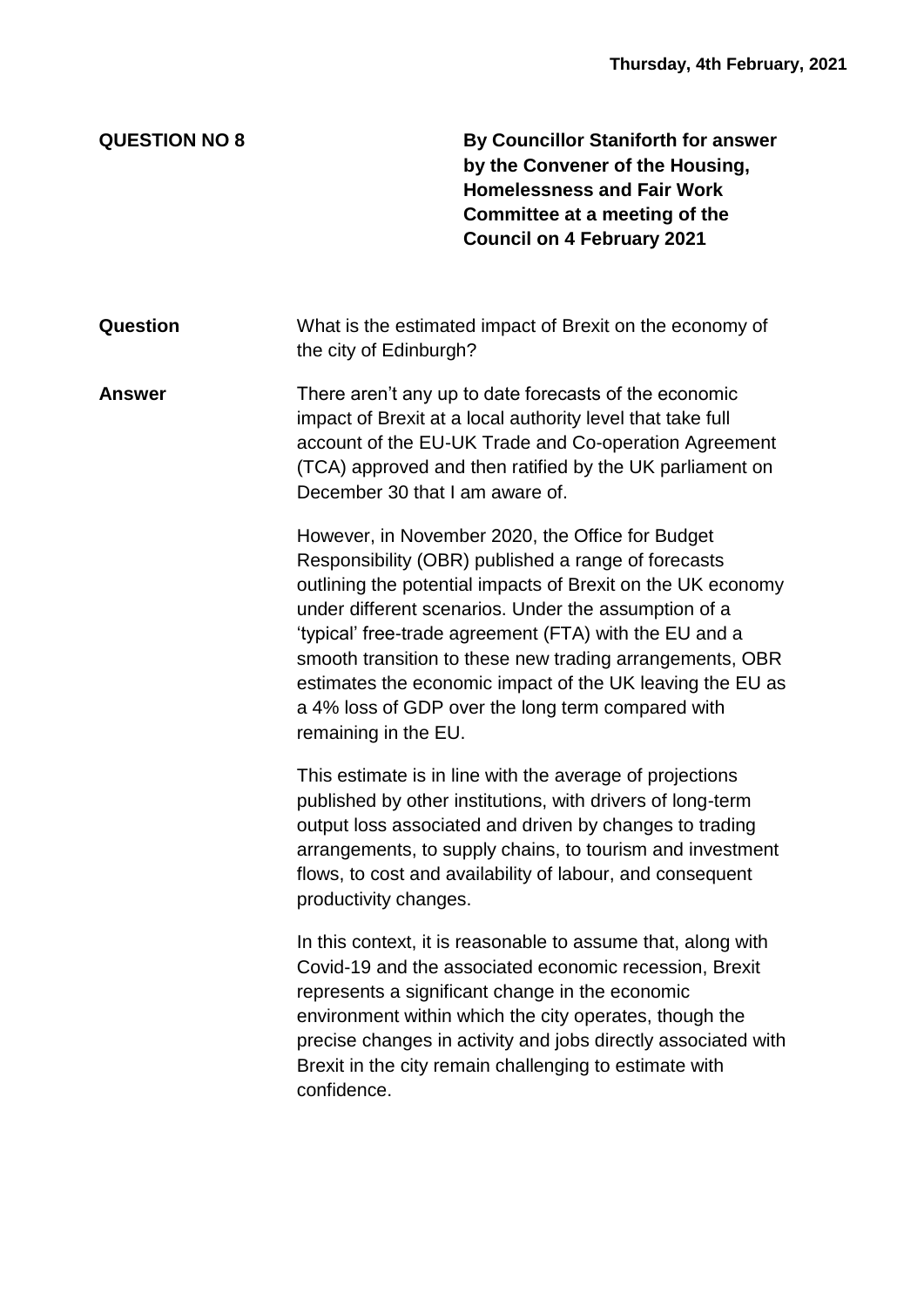**QUESTION NO 8**

**By Councillor Staniforth for answer by the Convener of the Housing, Homelessness and Fair Work Committee at a meeting of the Council on 4 February 2021**

**Question**

What is the estimated impact of Brexit on the economy of the city of Edinburgh?

**Answer**

There aren't any up to date forecasts of the economic impact of Brexit at a local authority level that take full account of the EU-UK Trade and Co-operation Agreement (TCA) approved and then ratified by the UK parliament on December 30 that I am aware of.

However, in November 2020, the Office for Budget Responsibility (OBR) published a range of forecasts outlining the potential impacts of Brexit on the UK economy under different scenarios. Under the assumption of a 'typical' free-trade agreement (FTA) with the EU and a smooth transition to these new trading arrangements, OBR estimates the economic impact of the UK leaving the EU as a 4% loss of GDP over the long term compared with remaining in the EU.

This estimate is in line with the average of projections published by other institutions, with drivers of long-term output loss associated and driven by changes to trading arrangements, to supply chains, to tourism and investment flows, to cost and availability of labour, and consequent productivity changes.

In this context, it is reasonable to assume that, along with Covid-19 and the associated economic recession, Brexit represents a significant change in the economic environment within which the city operates, though the precise changes in activity and jobs directly associated with Brexit in the city remain challenging to estimate with confidence.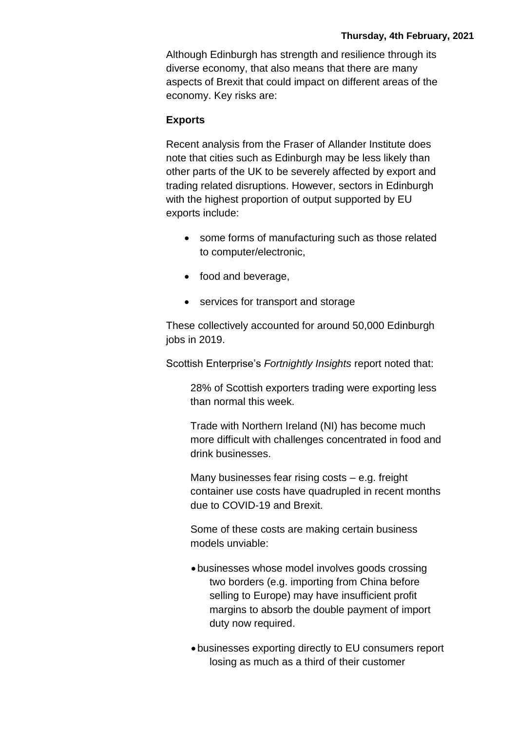Although Edinburgh has strength and resilience through its diverse economy, that also means that there are many aspects of Brexit that could impact on different areas of the economy. Key risks are:

**Exports**

Recent analysis from the Fraser of Allander Institute does note that cities such as Edinburgh may be less likely than other parts of the UK to be severely affected by export and trading related disruptions. However, sectors in Edinburgh with the highest proportion of output supported by EU exports include:

- some forms of manufacturing such as those related to computer/electronic,
- food and beverage,
- services for transport and storage

These collectively accounted for around 50,000 Edinburgh jobs in 2019.

Scottish Enterprise's *Fortnightly Insights* report noted that:

> 28% of Scottish exporters trading were exporting less than normal this week.
>
> Trade with Northern Ireland (NI) has become much more difficult with challenges concentrated in food and drink businesses.
>
> Many businesses fear rising costs – e.g. freight container use costs have quadrupled in recent months due to COVID-19 and Brexit.
>
> Some of these costs are making certain business models unviable:
>
> - businesses whose model involves goods crossing two borders (e.g. importing from China before selling to Europe) may have insufficient profit margins to absorb the double payment of import duty now required.
> - businesses exporting directly to EU consumers report losing as much as a third of their customer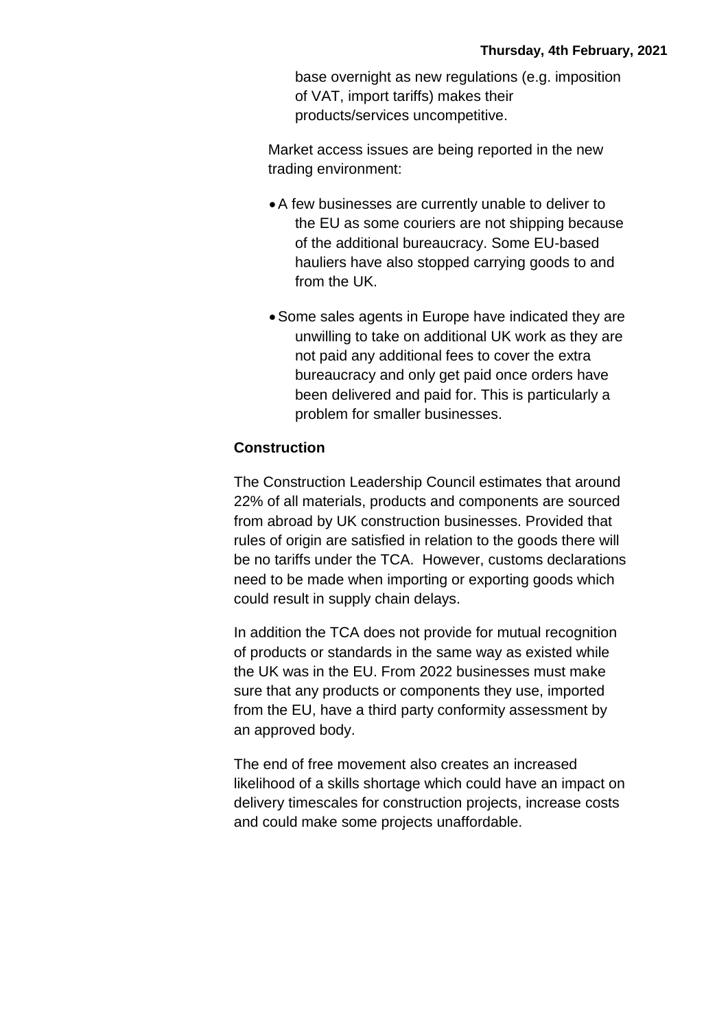base overnight as new regulations (e.g. imposition of VAT, import tariffs) makes their products/services uncompetitive.

Market access issues are being reported in the new trading environment:

- A few businesses are currently unable to deliver to the EU as some couriers are not shipping because of the additional bureaucracy. Some EU-based hauliers have also stopped carrying goods to and from the UK.
- Some sales agents in Europe have indicated they are unwilling to take on additional UK work as they are not paid any additional fees to cover the extra bureaucracy and only get paid once orders have been delivered and paid for. This is particularly a problem for smaller businesses.

**Construction**

The Construction Leadership Council estimates that around 22% of all materials, products and components are sourced from abroad by UK construction businesses. Provided that rules of origin are satisfied in relation to the goods there will be no tariffs under the TCA. However, customs declarations need to be made when importing or exporting goods which could result in supply chain delays.

In addition the TCA does not provide for mutual recognition of products or standards in the same way as existed while the UK was in the EU. From 2022 businesses must make sure that any products or components they use, imported from the EU, have a third party conformity assessment by an approved body.

The end of free movement also creates an increased likelihood of a skills shortage which could have an impact on delivery timescales for construction projects, increase costs and could make some projects unaffordable.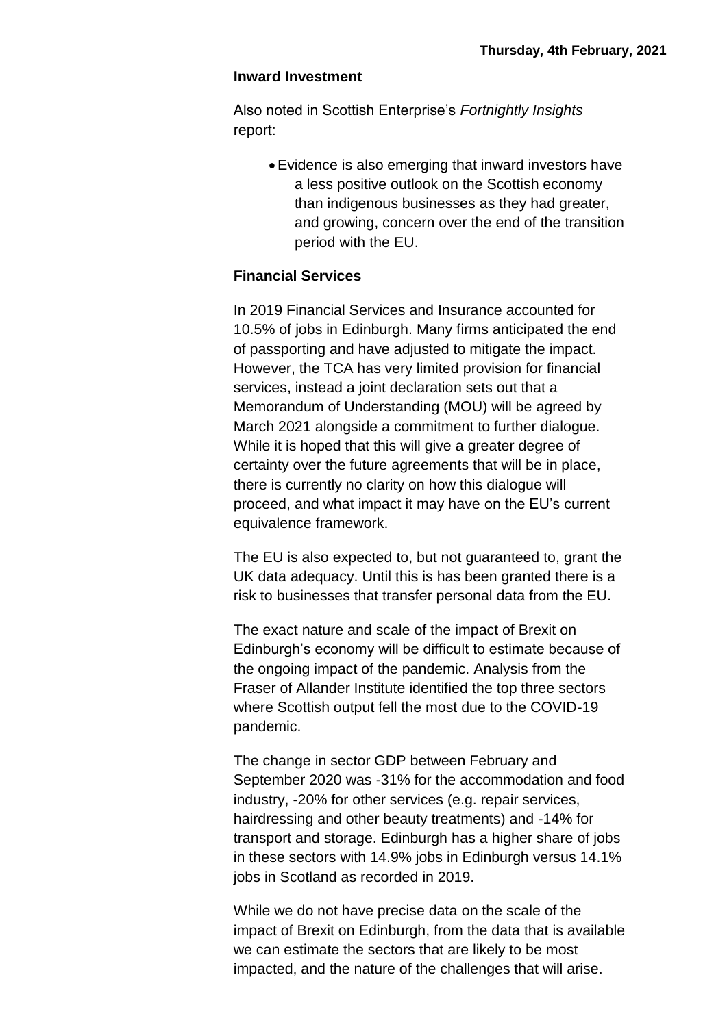**Inward Investment**

Also noted in Scottish Enterprise's *Fortnightly Insights* report:

- Evidence is also emerging that inward investors have a less positive outlook on the Scottish economy than indigenous businesses as they had greater, and growing, concern over the end of the transition period with the EU.

**Financial Services**

In 2019 Financial Services and Insurance accounted for 10.5% of jobs in Edinburgh. Many firms anticipated the end of passporting and have adjusted to mitigate the impact. However, the TCA has very limited provision for financial services, instead a joint declaration sets out that a Memorandum of Understanding (MOU) will be agreed by March 2021 alongside a commitment to further dialogue. While it is hoped that this will give a greater degree of certainty over the future agreements that will be in place, there is currently no clarity on how this dialogue will proceed, and what impact it may have on the EU's current equivalence framework.

The EU is also expected to, but not guaranteed to, grant the UK data adequacy. Until this is has been granted there is a risk to businesses that transfer personal data from the EU.

The exact nature and scale of the impact of Brexit on Edinburgh's economy will be difficult to estimate because of the ongoing impact of the pandemic. Analysis from the Fraser of Allander Institute identified the top three sectors where Scottish output fell the most due to the COVID-19 pandemic.

The change in sector GDP between February and September 2020 was -31% for the accommodation and food industry, -20% for other services (e.g. repair services, hairdressing and other beauty treatments) and -14% for transport and storage. Edinburgh has a higher share of jobs in these sectors with 14.9% jobs in Edinburgh versus 14.1% jobs in Scotland as recorded in 2019.

While we do not have precise data on the scale of the impact of Brexit on Edinburgh, from the data that is available we can estimate the sectors that are likely to be most impacted, and the nature of the challenges that will arise.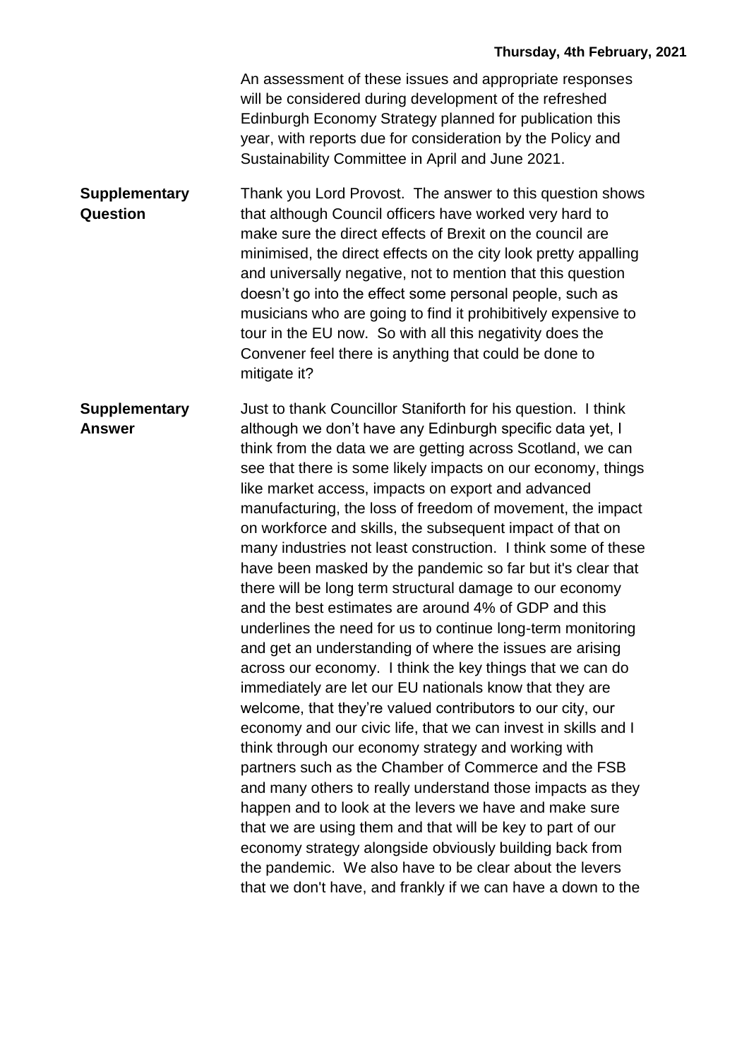An assessment of these issues and appropriate responses will be considered during development of the refreshed Edinburgh Economy Strategy planned for publication this year, with reports due for consideration by the Policy and Sustainability Committee in April and June 2021.

**Supplementary Question**

Thank you Lord Provost. The answer to this question shows that although Council officers have worked very hard to make sure the direct effects of Brexit on the council are minimised, the direct effects on the city look pretty appalling and universally negative, not to mention that this question doesn't go into the effect some personal people, such as musicians who are going to find it prohibitively expensive to tour in the EU now. So with all this negativity does the Convener feel there is anything that could be done to mitigate it?

**Supplementary Answer**

Just to thank Councillor Staniforth for his question. I think although we don't have any Edinburgh specific data yet, I think from the data we are getting across Scotland, we can see that there is some likely impacts on our economy, things like market access, impacts on export and advanced manufacturing, the loss of freedom of movement, the impact on workforce and skills, the subsequent impact of that on many industries not least construction. I think some of these have been masked by the pandemic so far but it's clear that there will be long term structural damage to our economy and the best estimates are around 4% of GDP and this underlines the need for us to continue long-term monitoring and get an understanding of where the issues are arising across our economy. I think the key things that we can do immediately are let our EU nationals know that they are welcome, that they're valued contributors to our city, our economy and our civic life, that we can invest in skills and I think through our economy strategy and working with partners such as the Chamber of Commerce and the FSB and many others to really understand those impacts as they happen and to look at the levers we have and make sure that we are using them and that will be key to part of our economy strategy alongside obviously building back from the pandemic. We also have to be clear about the levers that we don't have, and frankly if we can have a down to the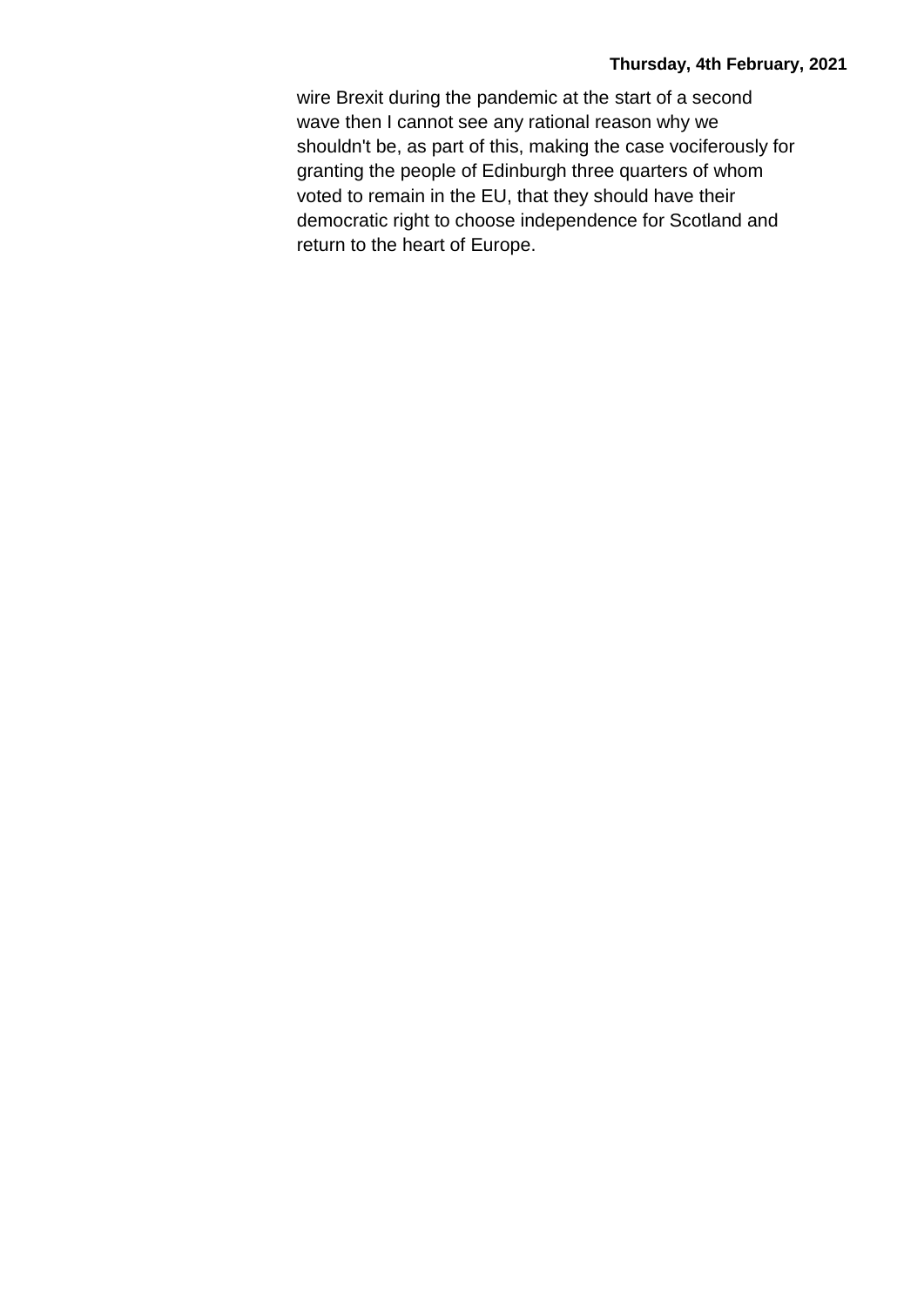wire Brexit during the pandemic at the start of a second wave then I cannot see any rational reason why we shouldn't be, as part of this, making the case vociferously for granting the people of Edinburgh three quarters of whom voted to remain in the EU, that they should have their democratic right to choose independence for Scotland and return to the heart of Europe.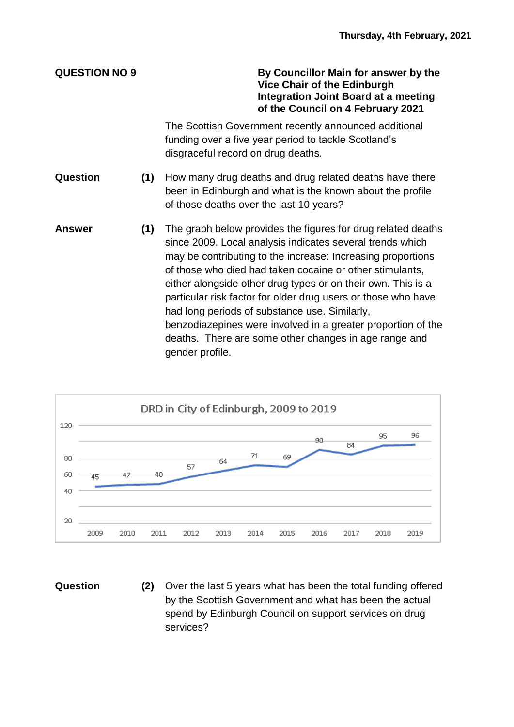**QUESTION NO 9**

**By Councillor Main for answer by the Vice Chair of the Edinburgh Integration Joint Board at a meeting of the Council on 4 February 2021**

The Scottish Government recently announced additional funding over a five year period to tackle Scotland's disgraceful record on drug deaths.

**Question** **(1)** How many drug deaths and drug related deaths have there been in Edinburgh and what is the known about the profile of those deaths over the last 10 years?

**Answer** **(1)** The graph below provides the figures for drug related deaths since 2009. Local analysis indicates several trends which may be contributing to the increase: Increasing proportions of those who died had taken cocaine or other stimulants, either alongside other drug types or on their own. This is a particular risk factor for older drug users or those who have had long periods of substance use. Similarly, benzodiazepines were involved in a greater proportion of the deaths. There are some other changes in age range and gender profile.

**DRD in City of Edinburgh, 2009 to 2019**

| Year | 2009 | 2010 | 2011 | 2012 | 2013 | 2014 | 2015 | 2016 | 2017 | 2018 | 2019 |
|---|---|---|---|---|---|---|---|---|---|---|---|
| DRD | 45 | 47 | 48 | 57 | 64 | 71 | 69 | 90 | 84 | 95 | 96 |

**Question** **(2)** Over the last 5 years what has been the total funding offered by the Scottish Government and what has been the actual spend by Edinburgh Council on support services on drug services?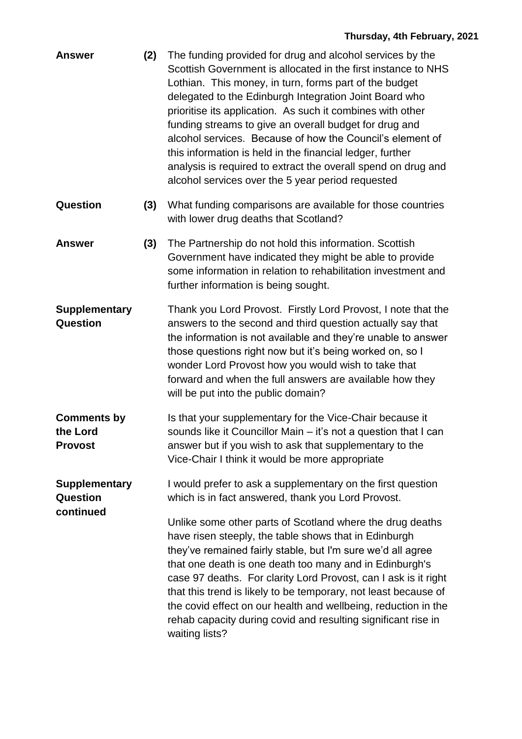| | | |
|---|---|---|
| **Answer** | **(2)** | The funding provided for drug and alcohol services by the Scottish Government is allocated in the first instance to NHS Lothian. This money, in turn, forms part of the budget delegated to the Edinburgh Integration Joint Board who prioritise its application. As such it combines with other funding streams to give an overall budget for drug and alcohol services. Because of how the Council's element of this information is held in the financial ledger, further analysis is required to extract the overall spend on drug and alcohol services over the 5 year period requested |
| **Question** | **(3)** | What funding comparisons are available for those countries with lower drug deaths that Scotland? |
| **Answer** | **(3)** | The Partnership do not hold this information. Scottish Government have indicated they might be able to provide some information in relation to rehabilitation investment and further information is being sought. |
| **Supplementary Question** | | Thank you Lord Provost. Firstly Lord Provost, I note that the answers to the second and third question actually say that the information is not available and they're unable to answer those questions right now but it's being worked on, so I wonder Lord Provost how you would wish to take that forward and when the full answers are available how they will be put into the public domain? |
| **Comments by the Lord Provost** | | Is that your supplementary for the Vice-Chair because it sounds like it Councillor Main – it's not a question that I can answer but if you wish to ask that supplementary to the Vice-Chair I think it would be more appropriate |
| **Supplementary Question continued** | | I would prefer to ask a supplementary on the first question which is in fact answered, thank you Lord Provost.<br><br>Unlike some other parts of Scotland where the drug deaths have risen steeply, the table shows that in Edinburgh they've remained fairly stable, but I'm sure we'd all agree that one death is one death too many and in Edinburgh's case 97 deaths. For clarity Lord Provost, can I ask is it right that this trend is likely to be temporary, not least because of the covid effect on our health and wellbeing, reduction in the rehab capacity during covid and resulting significant rise in waiting lists? |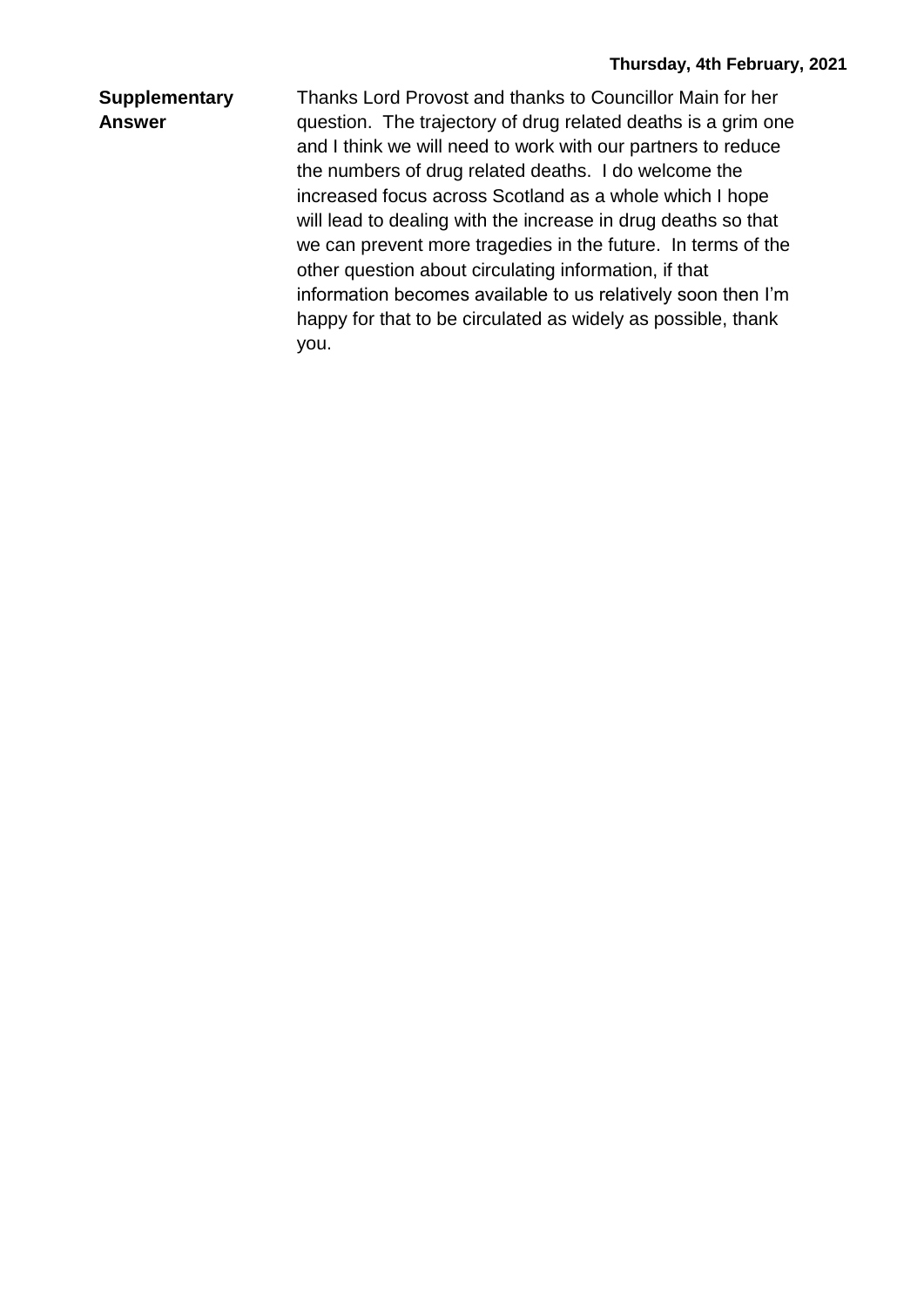| | |
|---|---|
| **Supplementary Answer** | Thanks Lord Provost and thanks to Councillor Main for her question. The trajectory of drug related deaths is a grim one and I think we will need to work with our partners to reduce the numbers of drug related deaths. I do welcome the increased focus across Scotland as a whole which I hope will lead to dealing with the increase in drug deaths so that we can prevent more tragedies in the future. In terms of the other question about circulating information, if that information becomes available to us relatively soon then I'm happy for that to be circulated as widely as possible, thank you. |